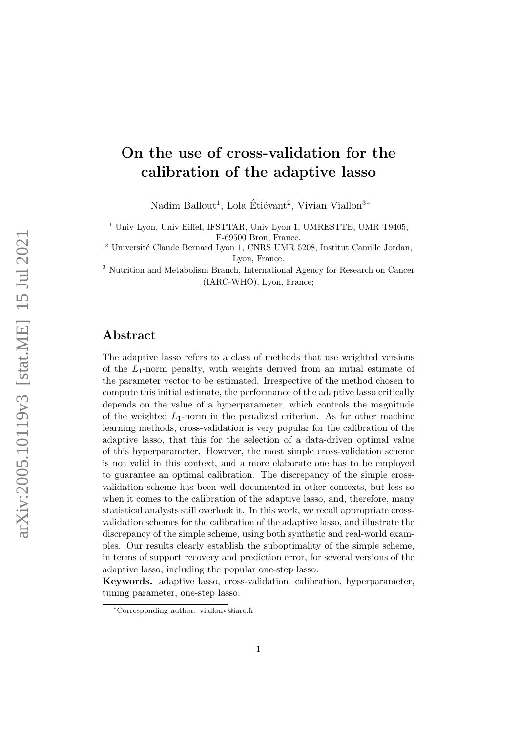# On the use of cross-validation for the calibration of the adaptive lasso

Nadim Ballout[1], Lola Étiévant[2], Vivian Viallon[3*]

[1] Univ Lyon, Univ Eiffel, IFSTTAR, Univ Lyon 1, UMRESTTE, UMR_T9405, F-69500 Bron, France.

[2] Université Claude Bernard Lyon 1, CNRS UMR 5208, Institut Camille Jordan, Lyon, France.

[3] Nutrition and Metabolism Branch, International Agency for Research on Cancer (IARC-WHO), Lyon, France;

## Abstract

The adaptive lasso refers to a class of methods that use weighted versions of the $L_1$-norm penalty, with weights derived from an initial estimate of the parameter vector to be estimated. Irrespective of the method chosen to compute this initial estimate, the performance of the adaptive lasso critically depends on the value of a hyperparameter, which controls the magnitude of the weighted $L_1$-norm in the penalized criterion. As for other machine learning methods, cross-validation is very popular for the calibration of the adaptive lasso, that this for the selection of a data-driven optimal value of this hyperparameter. However, the most simple cross-validation scheme is not valid in this context, and a more elaborate one has to be employed to guarantee an optimal calibration. The discrepancy of the simple cross-validation scheme has been well documented in other contexts, but less so when it comes to the calibration of the adaptive lasso, and, therefore, many statistical analysts still overlook it. In this work, we recall appropriate cross-validation schemes for the calibration of the adaptive lasso, and illustrate the discrepancy of the simple scheme, using both synthetic and real-world examples. Our results clearly establish the suboptimality of the simple scheme, in terms of support recovery and prediction error, for several versions of the adaptive lasso, including the popular one-step lasso.

**Keywords.** adaptive lasso, cross-validation, calibration, hyperparameter, tuning parameter, one-step lasso.

*Corresponding author: viallonv@iarc.fr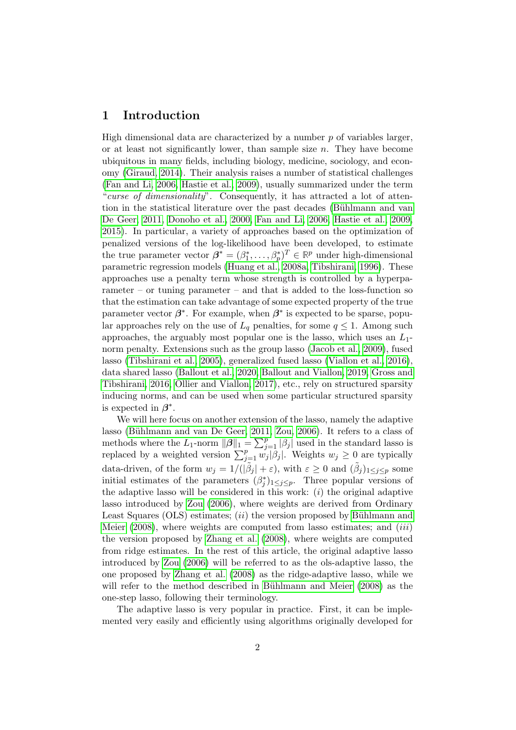# 1 Introduction

High dimensional data are characterized by a number $p$ of variables larger, or at least not significantly lower, than sample size $n$. They have become ubiquitous in many fields, including biology, medicine, sociology, and economy (Giraud, 2014). Their analysis raises a number of statistical challenges (Fan and Li, 2006; Hastie et al., 2009), usually summarized under the term "*curse of dimensionality*". Consequently, it has attracted a lot of attention in the statistical literature over the past decades (Bühlmann and van De Geer, 2011; Donoho et al., 2000; Fan and Li, 2006; Hastie et al., 2009, 2015). In particular, a variety of approaches based on the optimization of penalized versions of the log-likelihood have been developed, to estimate the true parameter vector $\boldsymbol{\beta}^* = (\beta_1^*, \ldots, \beta_p^*)^T \in \mathbb{R}^p$ under high-dimensional parametric regression models (Huang et al., 2008a; Tibshirani, 1996). These approaches use a penalty term whose strength is controlled by a hyperparameter – or tuning parameter – and that is added to the loss-function so that the estimation can take advantage of some expected property of the true parameter vector $\boldsymbol{\beta}^*$. For example, when $\boldsymbol{\beta}^*$ is expected to be sparse, popular approaches rely on the use of $L_q$ penalties, for some $q \leq 1$. Among such approaches, the arguably most popular one is the lasso, which uses an $L_1$-norm penalty. Extensions such as the group lasso (Jacob et al., 2009), fused lasso (Tibshirani et al., 2005), generalized fused lasso (Viallon et al., 2016), data shared lasso (Ballout et al., 2020; Ballout and Viallon, 2019; Gross and Tibshirani, 2016; Ollier and Viallon, 2017), etc., rely on structured sparsity inducing norms, and can be used when some particular structured sparsity is expected in $\boldsymbol{\beta}^*$.

We will here focus on another extension of the lasso, namely the adaptive lasso (Bühlmann and van De Geer, 2011; Zou, 2006). It refers to a class of methods where the $L_1$-norm $\|\boldsymbol{\beta}\|_1 = \sum_{j=1}^p |\beta_j|$ used in the standard lasso is replaced by a weighted version $\sum_{j=1}^p w_j |\beta_j|$. Weights $w_j \geq 0$ are typically data-driven, of the form $w_j = 1/(|\tilde{\beta}_j| + \varepsilon)$, with $\varepsilon \geq 0$ and $(\tilde{\beta}_j)_{1 \leq j \leq p}$ some initial estimates of the parameters $(\beta_j^*)_{1 \leq j \leq p}$. Three popular versions of the adaptive lasso will be considered in this work: $(i)$ the original adaptive lasso introduced by Zou (2006), where weights are derived from Ordinary Least Squares (OLS) estimates; $(ii)$ the version proposed by Bühlmann and Meier (2008), where weights are computed from lasso estimates; and $(iii)$ the version proposed by Zhang et al. (2008), where weights are computed from ridge estimates. In the rest of this article, the original adaptive lasso introduced by Zou (2006) will be referred to as the ols-adaptive lasso, the one proposed by Zhang et al. (2008) as the ridge-adaptive lasso, while we will refer to the method described in Bühlmann and Meier (2008) as the one-step lasso, following their terminology.

The adaptive lasso is very popular in practice. First, it can be implemented very easily and efficiently using algorithms originally developed for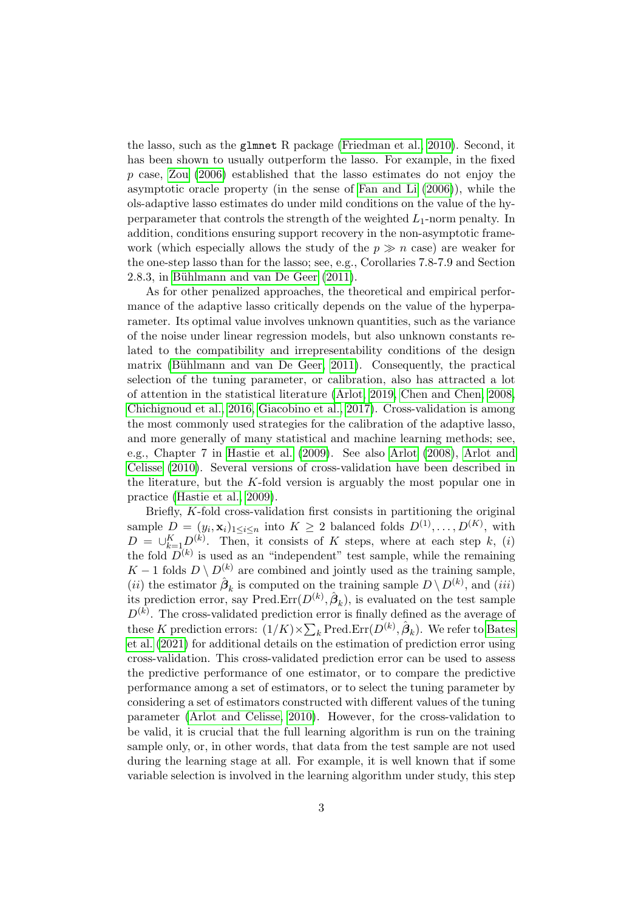the lasso, such as the `glmnet` R package (Friedman et al., 2010). Second, it has been shown to usually outperform the lasso. For example, in the fixed $p$ case, Zou (2006) established that the lasso estimates do not enjoy the asymptotic oracle property (in the sense of Fan and Li (2006)), while the ols-adaptive lasso estimates do under mild conditions on the value of the hyperparameter that controls the strength of the weighted $L_1$-norm penalty. In addition, conditions ensuring support recovery in the non-asymptotic framework (which especially allows the study of the $p \gg n$ case) are weaker for the one-step lasso than for the lasso; see, e.g., Corollaries 7.8-7.9 and Section 2.8.3, in Bühlmann and van De Geer (2011).

As for other penalized approaches, the theoretical and empirical performance of the adaptive lasso critically depends on the value of the hyperparameter. Its optimal value involves unknown quantities, such as the variance of the noise under linear regression models, but also unknown constants related to the compatibility and irrepresentability conditions of the design matrix (Bühlmann and van De Geer, 2011). Consequently, the practical selection of the tuning parameter, or calibration, also has attracted a lot of attention in the statistical literature (Arlot, 2019, Chen and Chen, 2008, Chichignoud et al., 2016, Giacobino et al., 2017). Cross-validation is among the most commonly used strategies for the calibration of the adaptive lasso, and more generally of many statistical and machine learning methods; see, e.g., Chapter 7 in Hastie et al. (2009). See also Arlot (2008), Arlot and Celisse (2010). Several versions of cross-validation have been described in the literature, but the $K$-fold version is arguably the most popular one in practice (Hastie et al., 2009).

Briefly, $K$-fold cross-validation first consists in partitioning the original sample $D = (y_i, \mathbf{x}_i)_{1 \leq i \leq n}$ into $K \geq 2$ balanced folds $D^{(1)}, \ldots, D^{(K)}$, with $D = \cup_{k=1}^{K} D^{(k)}$. Then, it consists of $K$ steps, where at each step $k$, $(i)$ the fold $D^{(k)}$ is used as an "independent" test sample, while the remaining $K-1$ folds $D \setminus D^{(k)}$ are combined and jointly used as the training sample, $(ii)$ the estimator $\hat{\boldsymbol{\beta}}_k$ is computed on the training sample $D \setminus D^{(k)}$, and $(iii)$ its prediction error, say $\text{Pred.Err}(D^{(k)}, \hat{\boldsymbol{\beta}}_k)$, is evaluated on the test sample $D^{(k)}$. The cross-validated prediction error is finally defined as the average of these $K$ prediction errors: $(1/K) \times \sum_k \text{Pred.Err}(D^{(k)}, \hat{\boldsymbol{\beta}}_k)$. We refer to Bates et al. (2021) for additional details on the estimation of prediction error using cross-validation. This cross-validated prediction error can be used to assess the predictive performance of one estimator, or to compare the predictive performance among a set of estimators, or to select the tuning parameter by considering a set of estimators constructed with different values of the tuning parameter (Arlot and Celisse, 2010). However, for the cross-validation to be valid, it is crucial that the full learning algorithm is run on the training sample only, or, in other words, that data from the test sample are not used during the learning stage at all. For example, it is well known that if some variable selection is involved in the learning algorithm under study, this step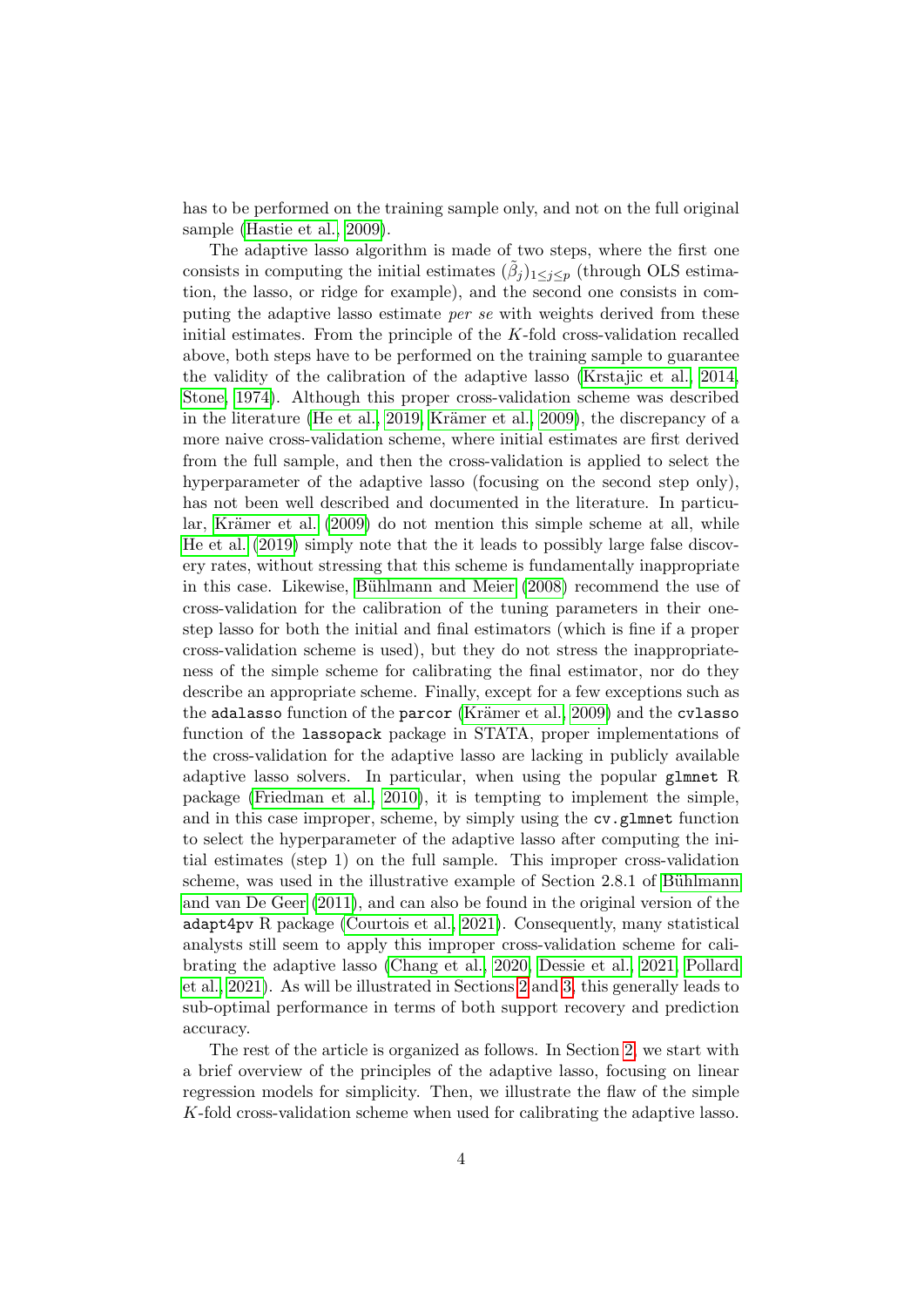has to be performed on the training sample only, and not on the full original sample (Hastie et al., 2009).

The adaptive lasso algorithm is made of two steps, where the first one consists in computing the initial estimates $(\tilde{\beta}_j)_{1\leq j\leq p}$ (through OLS estimation, the lasso, or ridge for example), and the second one consists in computing the adaptive lasso estimate *per se* with weights derived from these initial estimates. From the principle of the $K$-fold cross-validation recalled above, both steps have to be performed on the training sample to guarantee the validity of the calibration of the adaptive lasso (Krstajic et al., 2014; Stone, 1974). Although this proper cross-validation scheme was described in the literature (He et al., 2019; Krämer et al., 2009), the discrepancy of a more naive cross-validation scheme, where initial estimates are first derived from the full sample, and then the cross-validation is applied to select the hyperparameter of the adaptive lasso (focusing on the second step only), has not been well described and documented in the literature. In particular, Krämer et al. (2009) do not mention this simple scheme at all, while He et al. (2019) simply note that the it leads to possibly large false discovery rates, without stressing that this scheme is fundamentally inappropriate in this case. Likewise, Bühlmann and Meier (2008) recommend the use of cross-validation for the calibration of the tuning parameters in their one-step lasso for both the initial and final estimators (which is fine if a proper cross-validation scheme is used), but they do not stress the inappropriateness of the simple scheme for calibrating the final estimator, nor do they describe an appropriate scheme. Finally, except for a few exceptions such as the `adalasso` function of the `parcor` (Krämer et al., 2009) and the `cvlasso` function of the `lassopack` package in STATA, proper implementations of the cross-validation for the adaptive lasso are lacking in publicly available adaptive lasso solvers. In particular, when using the popular `glmnet` R package (Friedman et al., 2010), it is tempting to implement the simple, and in this case improper, scheme, by simply using the `cv.glmnet` function to select the hyperparameter of the adaptive lasso after computing the initial estimates (step 1) on the full sample. This improper cross-validation scheme, was used in the illustrative example of Section 2.8.1 of Bühlmann and van De Geer (2011), and can also be found in the original version of the `adapt4pv` R package (Courtois et al., 2021). Consequently, many statistical analysts still seem to apply this improper cross-validation scheme for calibrating the adaptive lasso (Chang et al., 2020; Dessie et al., 2021; Pollard et al., 2021). As will be illustrated in Sections 2 and 3, this generally leads to sub-optimal performance in terms of both support recovery and prediction accuracy.

The rest of the article is organized as follows. In Section 2, we start with a brief overview of the principles of the adaptive lasso, focusing on linear regression models for simplicity. Then, we illustrate the flaw of the simple $K$-fold cross-validation scheme when used for calibrating the adaptive lasso.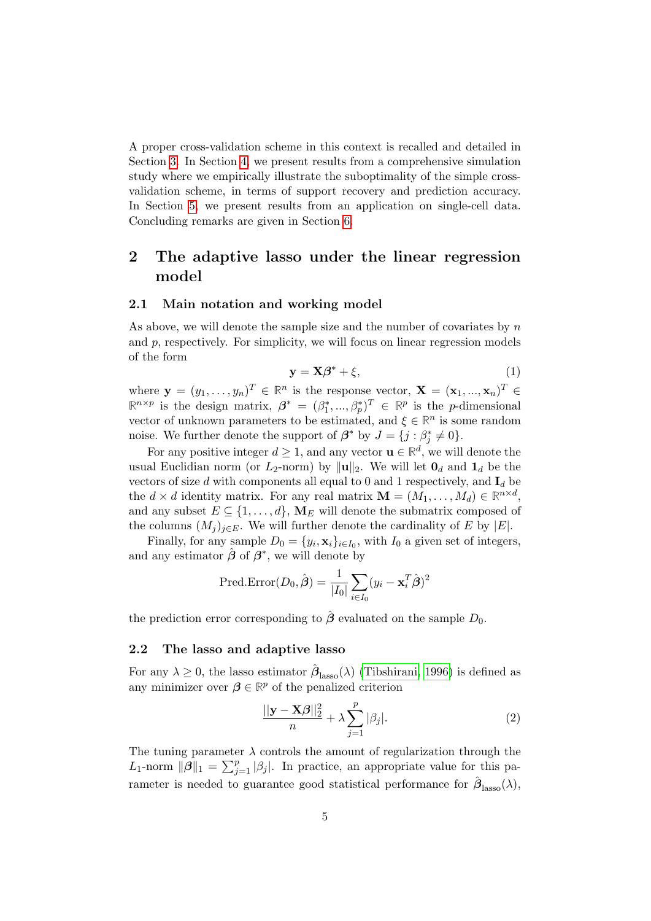A proper cross-validation scheme in this context is recalled and detailed in Section 3. In Section 4, we present results from a comprehensive simulation study where we empirically illustrate the suboptimality of the simple cross-validation scheme, in terms of support recovery and prediction accuracy. In Section 5, we present results from an application on single-cell data. Concluding remarks are given in Section 6.

# 2 The adaptive lasso under the linear regression model

## 2.1 Main notation and working model

As above, we will denote the sample size and the number of covariates by $n$ and $p$, respectively. For simplicity, we will focus on linear regression models of the form

$$\mathbf{y} = \mathbf{X}\boldsymbol{\beta}^* + \xi, \tag{1}$$

where $\mathbf{y} = (y_1, \ldots, y_n)^T \in \mathbb{R}^n$ is the response vector, $\mathbf{X} = (\mathbf{x}_1, ..., \mathbf{x}_n)^T \in \mathbb{R}^{n \times p}$ is the design matrix, $\boldsymbol{\beta}^* = (\beta_1^*, ..., \beta_p^*)^T \in \mathbb{R}^p$ is the $p$-dimensional vector of unknown parameters to be estimated, and $\xi \in \mathbb{R}^n$ is some random noise. We further denote the support of $\boldsymbol{\beta}^*$ by $J = \{j : \beta_j^* \neq 0\}$.

For any positive integer $d \geq 1$, and any vector $\mathbf{u} \in \mathbb{R}^d$, we will denote the usual Euclidian norm (or $L_2$-norm) by $\|\mathbf{u}\|_2$. We will let $\mathbf{0}_d$ and $\mathbf{1}_d$ be the vectors of size $d$ with components all equal to 0 and 1 respectively, and $\mathbf{I}_d$ be the $d \times d$ identity matrix. For any real matrix $\mathbf{M} = (M_1, \ldots, M_d) \in \mathbb{R}^{n \times d}$, and any subset $E \subseteq \{1, \ldots, d\}$, $\mathbf{M}_E$ will denote the submatrix composed of the columns $(M_j)_{j \in E}$. We will further denote the cardinality of $E$ by $|E|$.

Finally, for any sample $D_0 = \{y_i, \mathbf{x}_i\}_{i \in I_0}$, with $I_0$ a given set of integers, and any estimator $\hat{\boldsymbol{\beta}}$ of $\boldsymbol{\beta}^*$, we will denote by

$$\text{Pred.Error}(D_0, \hat{\boldsymbol{\beta}}) = \frac{1}{|I_0|} \sum_{i \in I_0} (y_i - \mathbf{x}_i^T \hat{\boldsymbol{\beta}})^2$$

the prediction error corresponding to $\hat{\boldsymbol{\beta}}$ evaluated on the sample $D_0$.

## 2.2 The lasso and adaptive lasso

For any $\lambda \geq 0$, the lasso estimator $\hat{\boldsymbol{\beta}}_{\text{lasso}}(\lambda)$ (Tibshirani, 1996) is defined as any minimizer over $\boldsymbol{\beta} \in \mathbb{R}^p$ of the penalized criterion

$$\frac{||\mathbf{y} - \mathbf{X}\boldsymbol{\beta}||_2^2}{n} + \lambda \sum_{j=1}^{p} |\beta_j|. \tag{2}$$

The tuning parameter $\lambda$ controls the amount of regularization through the $L_1$-norm $\|\boldsymbol{\beta}\|_1 = \sum_{j=1}^p |\beta_j|$. In practice, an appropriate value for this parameter is needed to guarantee good statistical performance for $\hat{\boldsymbol{\beta}}_{\text{lasso}}(\lambda)$,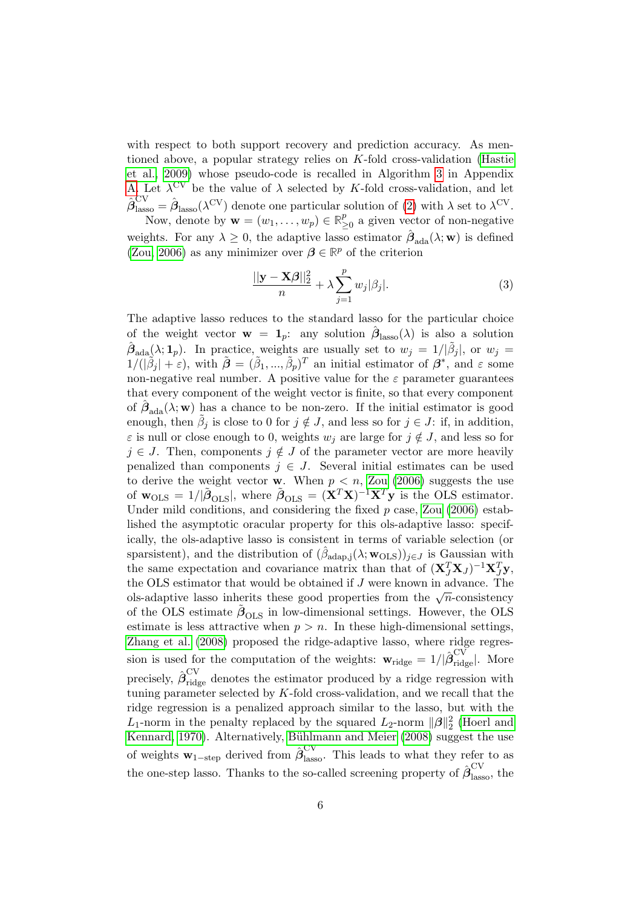with respect to both support recovery and prediction accuracy. As mentioned above, a popular strategy relies on $K$-fold cross-validation (Hastie et al., 2009) whose pseudo-code is recalled in Algorithm 3 in Appendix A. Let $\lambda^{\text{CV}}$ be the value of $\lambda$ selected by $K$-fold cross-validation, and let $\hat{\boldsymbol{\beta}}_{\text{lasso}}^{\text{CV}} = \hat{\boldsymbol{\beta}}_{\text{lasso}}(\lambda^{\text{CV}})$ denote one particular solution of (2) with $\lambda$ set to $\lambda^{\text{CV}}$.

Now, denote by $\mathbf{w} = (w_1, \ldots, w_p) \in \mathbb{R}_{\geq 0}^p$ a given vector of non-negative weights. For any $\lambda \geq 0$, the adaptive lasso estimator $\hat{\boldsymbol{\beta}}_{\text{ada}}(\lambda; \mathbf{w})$ is defined (Zou, 2006) as any minimizer over $\boldsymbol{\beta} \in \mathbb{R}^p$ of the criterion

$$\frac{||\mathbf{y} - \mathbf{X}\boldsymbol{\beta}||_2^2}{n} + \lambda \sum_{j=1}^{p} w_j |\beta_j|. \tag{3}$$

The adaptive lasso reduces to the standard lasso for the particular choice of the weight vector $\mathbf{w} = \mathbf{1}_p$: any solution $\hat{\boldsymbol{\beta}}_{\text{lasso}}(\lambda)$ is also a solution $\hat{\boldsymbol{\beta}}_{\text{ada}}(\lambda; \mathbf{1}_p)$. In practice, weights are usually set to $w_j = 1/|\tilde{\beta}_j|$, or $w_j = 1/(|\tilde{\beta}_j| + \varepsilon)$, with $\tilde{\boldsymbol{\beta}} = (\tilde{\beta}_1, ..., \tilde{\beta}_p)^T$ an initial estimator of $\boldsymbol{\beta}^*$, and $\varepsilon$ some non-negative real number. A positive value for the $\varepsilon$ parameter guarantees that every component of the weight vector is finite, so that every component of $\hat{\boldsymbol{\beta}}_{\text{ada}}(\lambda; \mathbf{w})$ has a chance to be non-zero. If the initial estimator is good enough, then $\tilde{\beta}_j$ is close to 0 for $j \notin J$, and less so for $j \in J$: if, in addition, $\varepsilon$ is null or close enough to 0, weights $w_j$ are large for $j \notin J$, and less so for $j \in J$. Then, components $j \notin J$ of the parameter vector are more heavily penalized than components $j \in J$. Several initial estimates can be used to derive the weight vector $\mathbf{w}$. When $p < n$, Zou (2006) suggests the use of $\mathbf{w}_{\text{OLS}} = 1/|\tilde{\boldsymbol{\beta}}_{\text{OLS}}|$, where $\tilde{\boldsymbol{\beta}}_{\text{OLS}} = (\mathbf{X}^T\mathbf{X})^{-1}\mathbf{X}^T\mathbf{y}$ is the OLS estimator. Under mild conditions, and considering the fixed $p$ case, Zou (2006) established the asymptotic oracular property for this ols-adaptive lasso: specifically, the ols-adaptive lasso is consistent in terms of variable selection (or sparsistent), and the distribution of $(\hat{\beta}_{\text{adap,j}}(\lambda; \mathbf{w}_{\text{OLS}}))_{j \in J}$ is Gaussian with the same expectation and covariance matrix than that of $(\mathbf{X}_J^T\mathbf{X}_J)^{-1}\mathbf{X}_J^T\mathbf{y}$, the OLS estimator that would be obtained if $J$ were known in advance. The ols-adaptive lasso inherits these good properties from the $\sqrt{n}$-consistency of the OLS estimate $\tilde{\boldsymbol{\beta}}_{\text{OLS}}$ in low-dimensional settings. However, the OLS estimate is less attractive when $p > n$. In these high-dimensional settings, Zhang et al. (2008) proposed the ridge-adaptive lasso, where ridge regression is used for the computation of the weights: $\mathbf{w}_{\text{ridge}} = 1/|\hat{\boldsymbol{\beta}}_{\text{ridge}}^{\text{CV}}|$. More precisely, $\hat{\boldsymbol{\beta}}_{\text{ridge}}^{\text{CV}}$ denotes the estimator produced by a ridge regression with tuning parameter selected by $K$-fold cross-validation, and we recall that the ridge regression is a penalized approach similar to the lasso, but with the $L_1$-norm in the penalty replaced by the squared $L_2$-norm $\|\boldsymbol{\beta}\|_2^2$ (Hoerl and Kennard, 1970). Alternatively, Bühlmann and Meier (2008) suggest the use of weights $\mathbf{w}_{1-\text{step}}$ derived from $\hat{\boldsymbol{\beta}}_{\text{lasso}}^{\text{CV}}$. This leads to what they refer to as the one-step lasso. Thanks to the so-called screening property of $\hat{\boldsymbol{\beta}}_{\text{lasso}}^{\text{CV}}$, the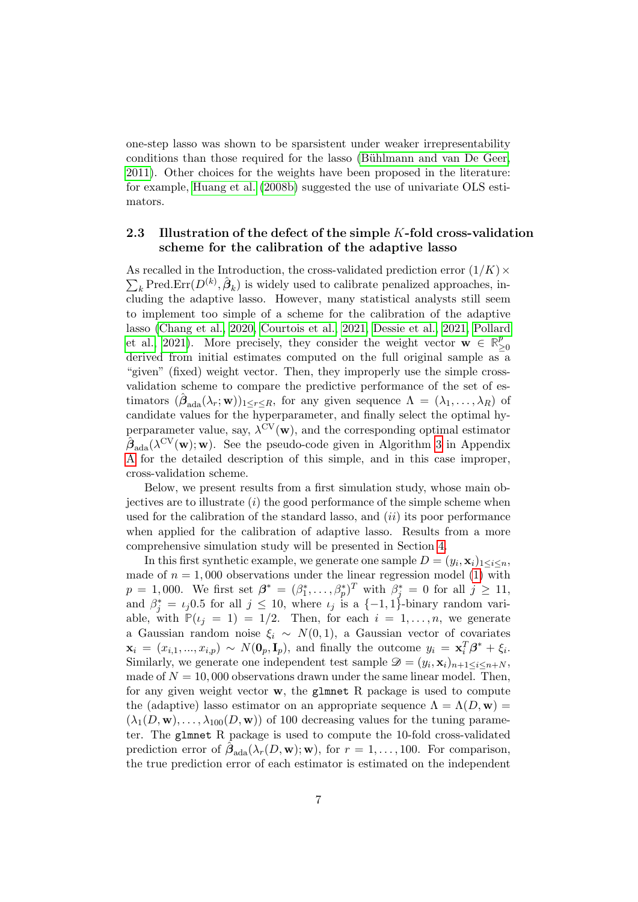one-step lasso was shown to be sparsistent under weaker irrepresentability conditions than those required for the lasso (Bühlmann and van De Geer, 2011). Other choices for the weights have been proposed in the literature: for example, Huang et al. (2008b) suggested the use of univariate OLS estimators.

### 2.3 Illustration of the defect of the simple $K$-fold cross-validation scheme for the calibration of the adaptive lasso

As recalled in the Introduction, the cross-validated prediction error $(1/K) \times \sum_k \text{Pred.Err}(D^{(k)}, \hat{\boldsymbol{\beta}}_k)$ is widely used to calibrate penalized approaches, including the adaptive lasso. However, many statistical analysts still seem to implement too simple of a scheme for the calibration of the adaptive lasso (Chang et al., 2020; Courtois et al., 2021; Dessie et al., 2021; Pollard et al., 2021). More precisely, they consider the weight vector $\mathbf{w} \in \mathbb{R}^p_{\geq 0}$ derived from initial estimates computed on the full original sample as a "given" (fixed) weight vector. Then, they improperly use the simple cross-validation scheme to compare the predictive performance of the set of estimators $(\hat{\boldsymbol{\beta}}_{\text{ada}}(\lambda_r; \mathbf{w}))_{1 \leq r \leq R}$, for any given sequence $\Lambda = (\lambda_1, \ldots, \lambda_R)$ of candidate values for the hyperparameter, and finally select the optimal hyperparameter value, say, $\lambda^{\text{CV}}(\mathbf{w})$, and the corresponding optimal estimator $\hat{\boldsymbol{\beta}}_{\text{ada}}(\lambda^{\text{CV}}(\mathbf{w}); \mathbf{w})$. See the pseudo-code given in Algorithm 3 in Appendix A for the detailed description of this simple, and in this case improper, cross-validation scheme.

Below, we present results from a first simulation study, whose main objectives are to illustrate $(i)$ the good performance of the simple scheme when used for the calibration of the standard lasso, and $(ii)$ its poor performance when applied for the calibration of adaptive lasso. Results from a more comprehensive simulation study will be presented in Section 4.

In this first synthetic example, we generate one sample $D = (y_i, \mathbf{x}_i)_{1 \leq i \leq n}$, made of $n = 1,000$ observations under the linear regression model (1) with $p = 1,000$. We first set $\boldsymbol{\beta}^* = (\beta^*_1, \ldots, \beta^*_p)^T$ with $\beta^*_j = 0$ for all $j \geq 11$, and $\beta^*_j = \iota_j 0.5$ for all $j \leq 10$, where $\iota_j$ is a $\{-1, 1\}$-binary random variable, with $\mathbb{P}(\iota_j = 1) = 1/2$. Then, for each $i = 1, \ldots, n$, we generate a Gaussian random noise $\xi_i \sim N(0, 1)$, a Gaussian vector of covariates $\mathbf{x}_i = (x_{i,1}, ..., x_{i,p}) \sim N(\mathbf{0}_p, \mathbf{I}_p)$, and finally the outcome $y_i = \mathbf{x}_i^T \boldsymbol{\beta}^* + \xi_i$. Similarly, we generate one independent test sample $\mathscr{D} = (y_i, \mathbf{x}_i)_{n+1 \leq i \leq n+N}$, made of $N = 10,000$ observations drawn under the same linear model. Then, for any given weight vector $\mathbf{w}$, the `glmnet` R package is used to compute the (adaptive) lasso estimator on an appropriate sequence $\Lambda = \Lambda(D, \mathbf{w}) = (\lambda_1(D, \mathbf{w}), \ldots, \lambda_{100}(D, \mathbf{w}))$ of 100 decreasing values for the tuning parameter. The `glmnet` R package is used to compute the 10-fold cross-validated prediction error of $\hat{\boldsymbol{\beta}}_{\text{ada}}(\lambda_r(D, \mathbf{w}); \mathbf{w})$, for $r = 1, \ldots, 100$. For comparison, the true prediction error of each estimator is estimated on the independent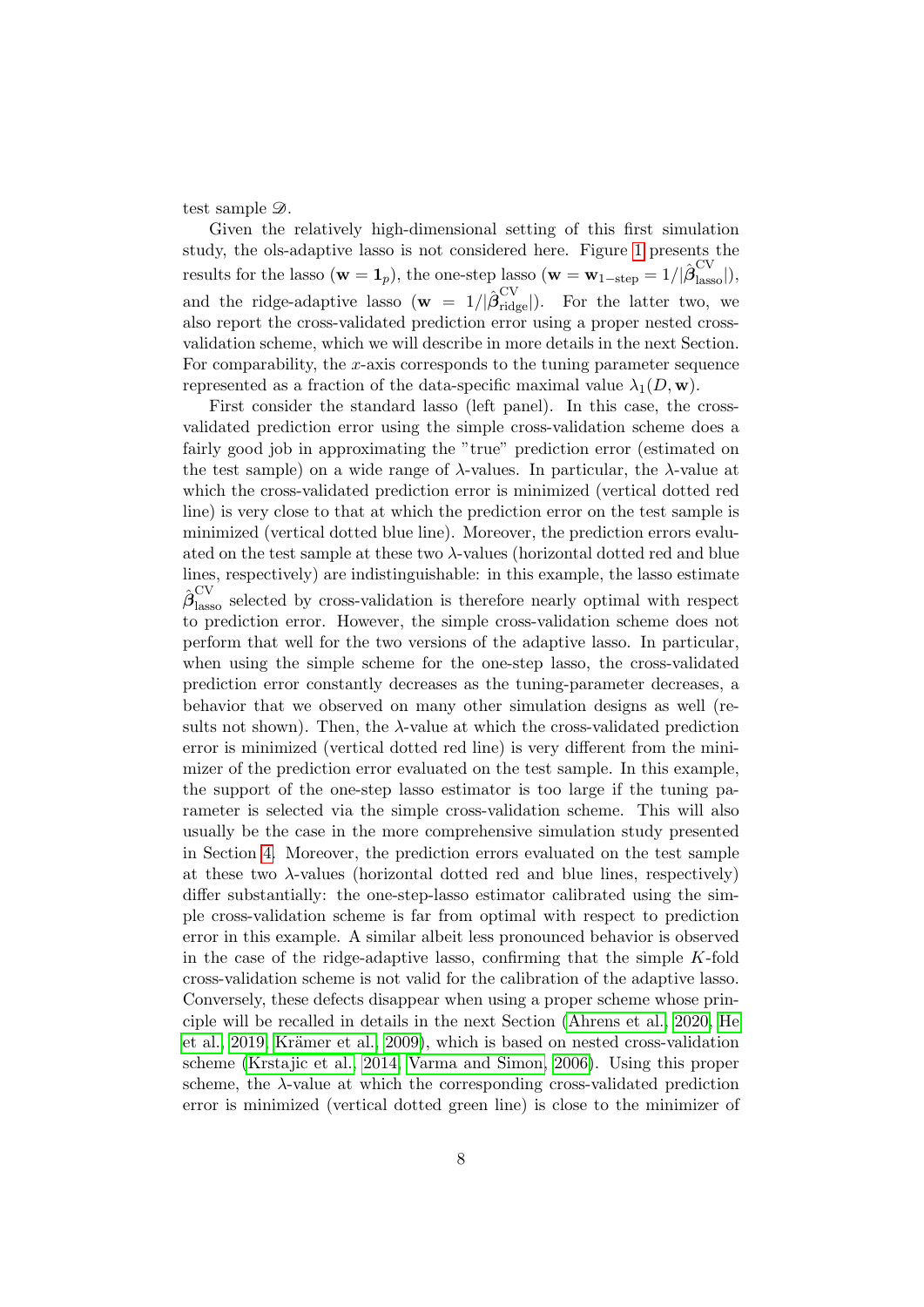test sample $\mathscr{D}$.

Given the relatively high-dimensional setting of this first simulation study, the ols-adaptive lasso is not considered here. Figure 1 presents the results for the lasso ($\mathbf{w} = \mathbf{1}_p$), the one-step lasso ($\mathbf{w} = \mathbf{w}_{1-\text{step}} = 1/|\hat{\boldsymbol{\beta}}^{\text{CV}}_{\text{lasso}}|$), and the ridge-adaptive lasso ($\mathbf{w} = 1/|\hat{\boldsymbol{\beta}}^{\text{CV}}_{\text{ridge}}|$). For the latter two, we also report the cross-validated prediction error using a proper nested cross-validation scheme, which we will describe in more details in the next Section. For comparability, the $x$-axis corresponds to the tuning parameter sequence represented as a fraction of the data-specific maximal value $\lambda_1(D, \mathbf{w})$.

First consider the standard lasso (left panel). In this case, the cross-validated prediction error using the simple cross-validation scheme does a fairly good job in approximating the "true" prediction error (estimated on the test sample) on a wide range of $\lambda$-values. In particular, the $\lambda$-value at which the cross-validated prediction error is minimized (vertical dotted red line) is very close to that at which the prediction error on the test sample is minimized (vertical dotted blue line). Moreover, the prediction errors evaluated on the test sample at these two $\lambda$-values (horizontal dotted red and blue lines, respectively) are indistinguishable: in this example, the lasso estimate $\hat{\boldsymbol{\beta}}^{\text{CV}}_{\text{lasso}}$ selected by cross-validation is therefore nearly optimal with respect to prediction error. However, the simple cross-validation scheme does not perform that well for the two versions of the adaptive lasso. In particular, when using the simple scheme for the one-step lasso, the cross-validated prediction error constantly decreases as the tuning-parameter decreases, a behavior that we observed on many other simulation designs as well (results not shown). Then, the $\lambda$-value at which the cross-validated prediction error is minimized (vertical dotted red line) is very different from the minimizer of the prediction error evaluated on the test sample. In this example, the support of the one-step lasso estimator is too large if the tuning parameter is selected via the simple cross-validation scheme. This will also usually be the case in the more comprehensive simulation study presented in Section 4. Moreover, the prediction errors evaluated on the test sample at these two $\lambda$-values (horizontal dotted red and blue lines, respectively) differ substantially: the one-step-lasso estimator calibrated using the simple cross-validation scheme is far from optimal with respect to prediction error in this example. A similar albeit less pronounced behavior is observed in the case of the ridge-adaptive lasso, confirming that the simple $K$-fold cross-validation scheme is not valid for the calibration of the adaptive lasso. Conversely, these defects disappear when using a proper scheme whose principle will be recalled in details in the next Section (Ahrens et al., 2020; He et al., 2019; Krämer et al., 2009), which is based on nested cross-validation scheme (Krstajic et al., 2014; Varma and Simon, 2006). Using this proper scheme, the $\lambda$-value at which the corresponding cross-validated prediction error is minimized (vertical dotted green line) is close to the minimizer of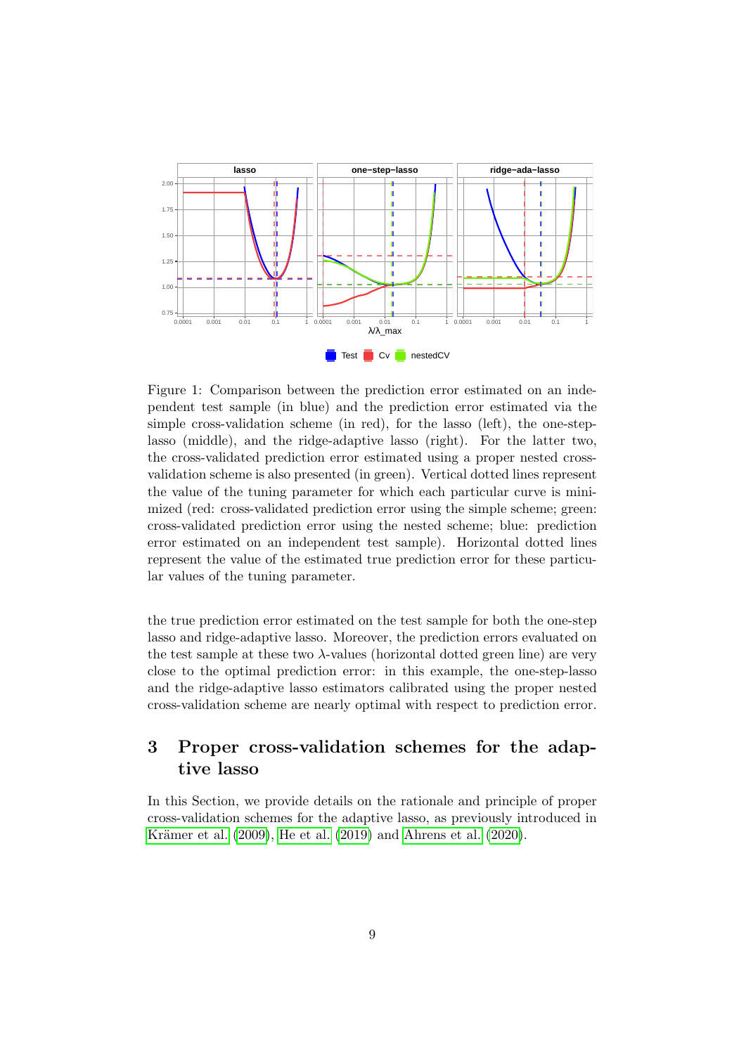Figure 1: Comparison between the prediction error estimated on an independent test sample (in blue) and the prediction error estimated via the simple cross-validation scheme (in red), for the lasso (left), the one-step-lasso (middle), and the ridge-adaptive lasso (right). For the latter two, the cross-validated prediction error estimated using a proper nested cross-validation scheme is also presented (in green). Vertical dotted lines represent the value of the tuning parameter for which each particular curve is minimized (red: cross-validated prediction error using the simple scheme; green: cross-validated prediction error using the nested scheme; blue: prediction error estimated on an independent test sample). Horizontal dotted lines represent the value of the estimated true prediction error for these particular values of the tuning parameter.

the true prediction error estimated on the test sample for both the one-step lasso and ridge-adaptive lasso. Moreover, the prediction errors evaluated on the test sample at these two $\lambda$-values (horizontal dotted green line) are very close to the optimal prediction error: in this example, the one-step-lasso and the ridge-adaptive lasso estimators calibrated using the proper nested cross-validation scheme are nearly optimal with respect to prediction error.

# 3 Proper cross-validation schemes for the adaptive lasso

In this Section, we provide details on the rationale and principle of proper cross-validation schemes for the adaptive lasso, as previously introduced in Krämer et al. (2009), He et al. (2019) and Ahrens et al. (2020).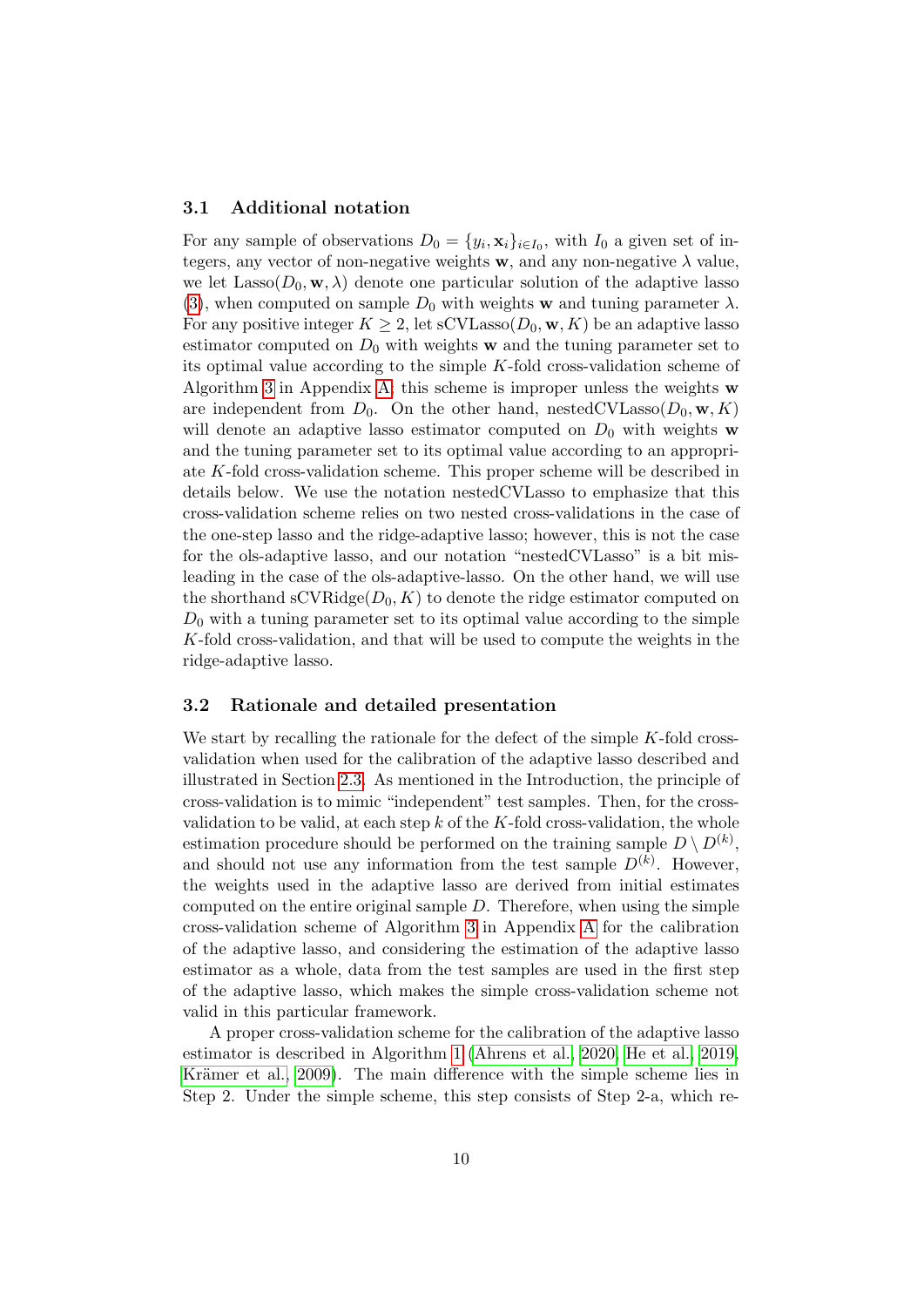### 3.1 Additional notation

For any sample of observations $D_0 = \{y_i, \mathbf{x}_i\}_{i \in I_0}$, with $I_0$ a given set of integers, any vector of non-negative weights $\mathbf{w}$, and any non-negative $\lambda$ value, we let $\text{Lasso}(D_0, \mathbf{w}, \lambda)$ denote one particular solution of the adaptive lasso (3), when computed on sample $D_0$ with weights $\mathbf{w}$ and tuning parameter $\lambda$. For any positive integer $K \geq 2$, let $\text{sCVLasso}(D_0, \mathbf{w}, K)$ be an adaptive lasso estimator computed on $D_0$ with weights $\mathbf{w}$ and the tuning parameter set to its optimal value according to the simple $K$-fold cross-validation scheme of Algorithm 3 in Appendix A; this scheme is improper unless the weights $\mathbf{w}$ are independent from $D_0$. On the other hand, $\text{nestedCVLasso}(D_0, \mathbf{w}, K)$ will denote an adaptive lasso estimator computed on $D_0$ with weights $\mathbf{w}$ and the tuning parameter set to its optimal value according to an appropriate $K$-fold cross-validation scheme. This proper scheme will be described in details below. We use the notation nestedCVLasso to emphasize that this cross-validation scheme relies on two nested cross-validations in the case of the one-step lasso and the ridge-adaptive lasso; however, this is not the case for the ols-adaptive lasso, and our notation "nestedCVLasso" is a bit misleading in the case of the ols-adaptive-lasso. On the other hand, we will use the shorthand $\text{sCVRidge}(D_0, K)$ to denote the ridge estimator computed on $D_0$ with a tuning parameter set to its optimal value according to the simple $K$-fold cross-validation, and that will be used to compute the weights in the ridge-adaptive lasso.

### 3.2 Rationale and detailed presentation

We start by recalling the rationale for the defect of the simple $K$-fold cross-validation when used for the calibration of the adaptive lasso described and illustrated in Section 2.3. As mentioned in the Introduction, the principle of cross-validation is to mimic "independent" test samples. Then, for the cross-validation to be valid, at each step $k$ of the $K$-fold cross-validation, the whole estimation procedure should be performed on the training sample $D \setminus D^{(k)}$, and should not use any information from the test sample $D^{(k)}$. However, the weights used in the adaptive lasso are derived from initial estimates computed on the entire original sample $D$. Therefore, when using the simple cross-validation scheme of Algorithm 3 in Appendix A for the calibration of the adaptive lasso, and considering the estimation of the adaptive lasso estimator as a whole, data from the test samples are used in the first step of the adaptive lasso, which makes the simple cross-validation scheme not valid in this particular framework.

A proper cross-validation scheme for the calibration of the adaptive lasso estimator is described in Algorithm 1 (Ahrens et al., 2020; He et al., 2019; Krämer et al., 2009). The main difference with the simple scheme lies in Step 2. Under the simple scheme, this step consists of Step 2-a, which re-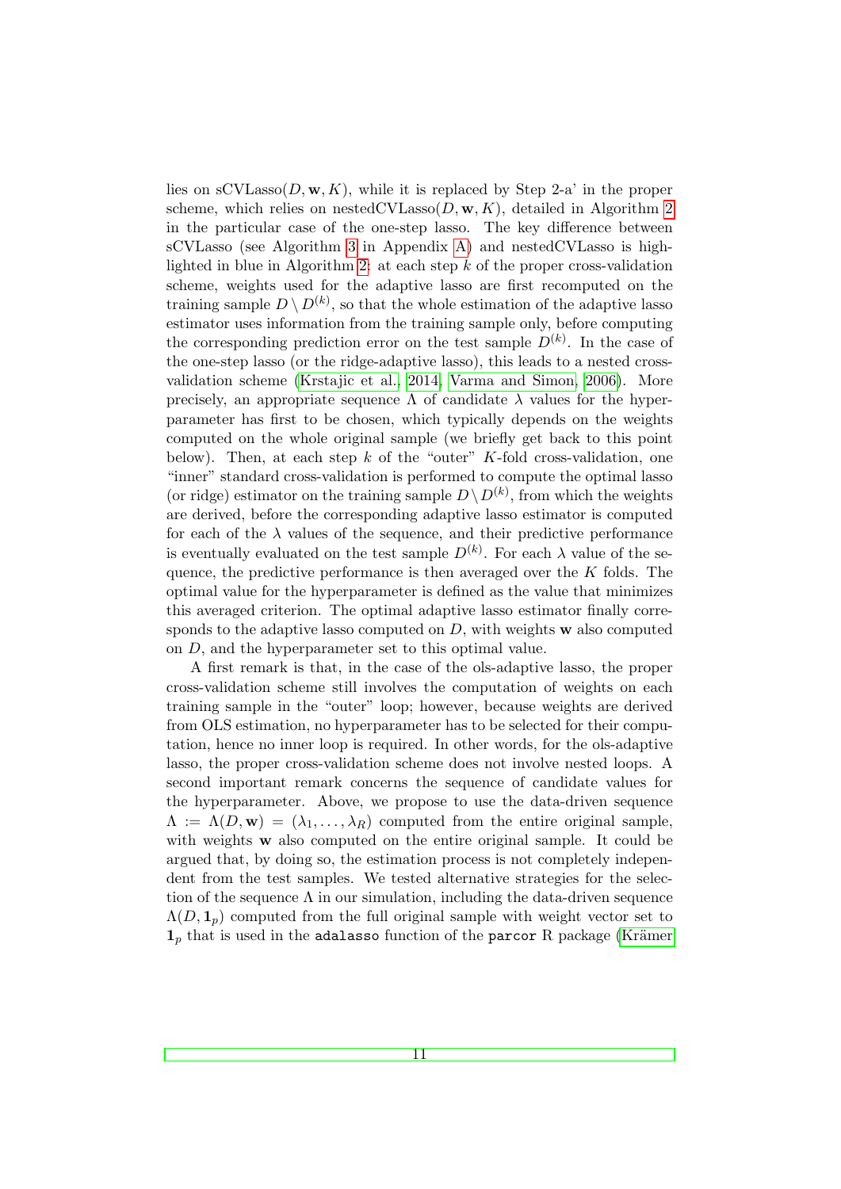lies on sCVLasso$(D, \mathbf{w}, K)$, while it is replaced by Step 2-a' in the proper scheme, which relies on nestedCVLasso$(D, \mathbf{w}, K)$, detailed in Algorithm 2 in the particular case of the one-step lasso. The key difference between sCVLasso (see Algorithm 3 in Appendix A) and nestedCVLasso is highlighted in blue in Algorithm 2: at each step $k$ of the proper cross-validation scheme, weights used for the adaptive lasso are first recomputed on the training sample $D \setminus D^{(k)}$, so that the whole estimation of the adaptive lasso estimator uses information from the training sample only, before computing the corresponding prediction error on the test sample $D^{(k)}$. In the case of the one-step lasso (or the ridge-adaptive lasso), this leads to a nested cross-validation scheme (Krstajic et al., 2014, Varma and Simon, 2006). More precisely, an appropriate sequence $\Lambda$ of candidate $\lambda$ values for the hyperparameter has first to be chosen, which typically depends on the weights computed on the whole original sample (we briefly get back to this point below). Then, at each step $k$ of the "outer" $K$-fold cross-validation, one "inner" standard cross-validation is performed to compute the optimal lasso (or ridge) estimator on the training sample $D \setminus D^{(k)}$, from which the weights are derived, before the corresponding adaptive lasso estimator is computed for each of the $\lambda$ values of the sequence, and their predictive performance is eventually evaluated on the test sample $D^{(k)}$. For each $\lambda$ value of the sequence, the predictive performance is then averaged over the $K$ folds. The optimal value for the hyperparameter is defined as the value that minimizes this averaged criterion. The optimal adaptive lasso estimator finally corresponds to the adaptive lasso computed on $D$, with weights $\mathbf{w}$ also computed on $D$, and the hyperparameter set to this optimal value.

A first remark is that, in the case of the ols-adaptive lasso, the proper cross-validation scheme still involves the computation of weights on each training sample in the "outer" loop; however, because weights are derived from OLS estimation, no hyperparameter has to be selected for their computation, hence no inner loop is required. In other words, for the ols-adaptive lasso, the proper cross-validation scheme does not involve nested loops. A second important remark concerns the sequence of candidate values for the hyperparameter. Above, we propose to use the data-driven sequence $\Lambda := \Lambda(D, \mathbf{w}) = (\lambda_1, \ldots, \lambda_R)$ computed from the entire original sample, with weights $\mathbf{w}$ also computed on the entire original sample. It could be argued that, by doing so, the estimation process is not completely independent from the test samples. We tested alternative strategies for the selection of the sequence $\Lambda$ in our simulation, including the data-driven sequence $\Lambda(D, \mathbf{1}_p)$ computed from the full original sample with weight vector set to $\mathbf{1}_p$ that is used in the `adalasso` function of the `parcor` R package (Krämer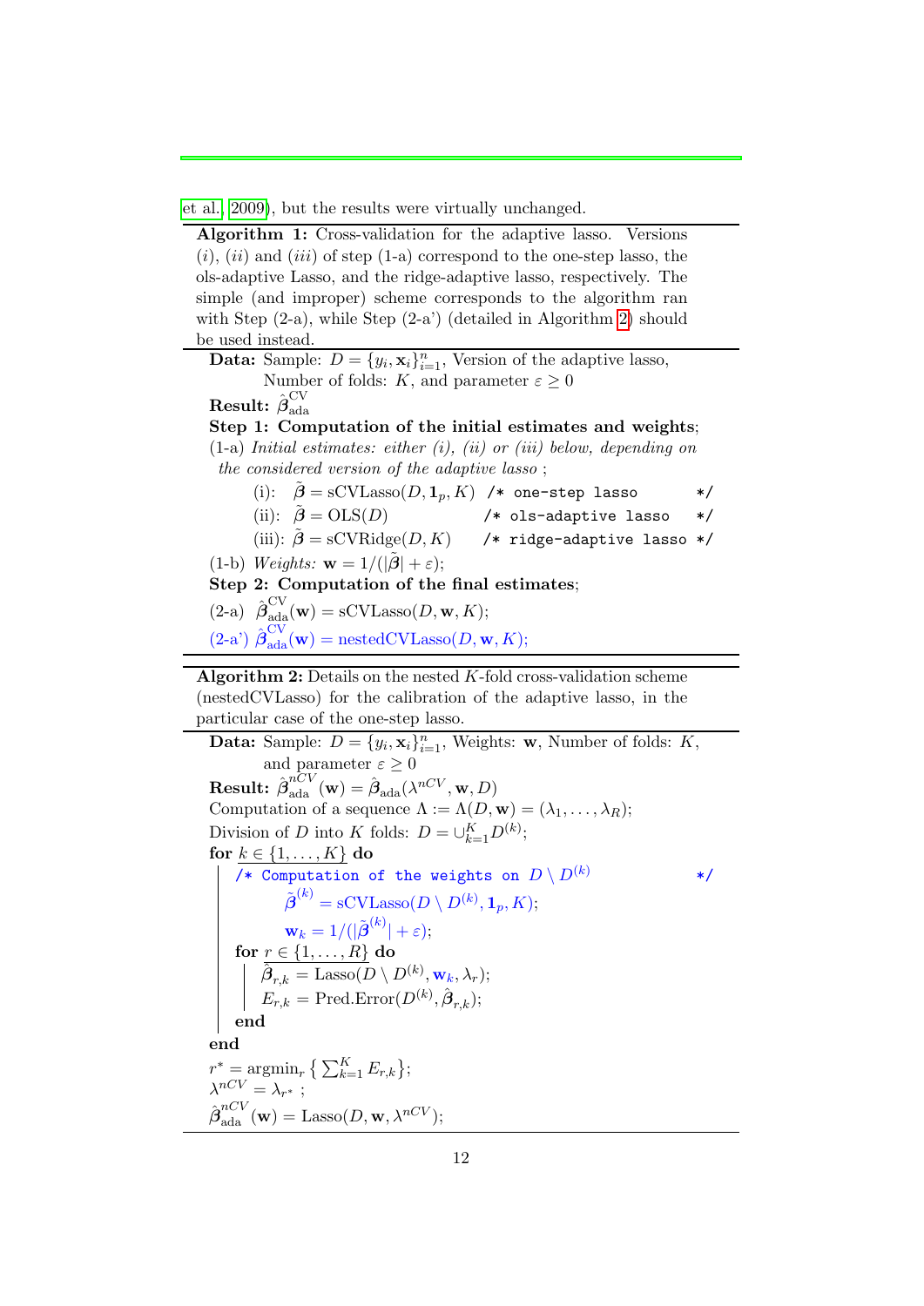et al., 2009), but the results were virtually unchanged.

---

**Algorithm 1:** Cross-validation for the adaptive lasso. Versions $(i)$, $(ii)$ and $(iii)$ of step (1-a) correspond to the one-step lasso, the ols-adaptive Lasso, and the ridge-adaptive lasso, respectively. The simple (and improper) scheme corresponds to the algorithm ran with Step (2-a), while Step (2-a') (detailed in Algorithm 2) should be used instead.

---

**Data:** Sample: $D = \{y_i, \mathbf{x}_i\}_{i=1}^n$, Version of the adaptive lasso, Number of folds: $K$, and parameter $\varepsilon \geq 0$

**Result:** $\hat{\boldsymbol{\beta}}_{\text{ada}}^{\text{CV}}$

**Step 1: Computation of the initial estimates and weights**;

(1-a) *Initial estimates: either (i), (ii) or (iii) below, depending on the considered version of the adaptive lasso* ;

```
(i):   β̃ = sCVLasso(D, 1_p, K)   /* one-step lasso        */
(ii):  β̃ = OLS(D)                /* ols-adaptive lasso    */
(iii): β̃ = sCVRidge(D, K)        /* ridge-adaptive lasso  */
```

(i): $\tilde{\boldsymbol{\beta}} = \text{sCVLasso}(D, \mathbf{1}_p, K)$ /\* one-step lasso \*/

(ii): $\tilde{\boldsymbol{\beta}} = \text{OLS}(D)$ /\* ols-adaptive lasso \*/

(iii): $\tilde{\boldsymbol{\beta}} = \text{sCVRidge}(D, K)$ /\* ridge-adaptive lasso \*/

(1-b) *Weights:* $\mathbf{w} = 1/(|\tilde{\boldsymbol{\beta}}| + \varepsilon)$;

**Step 2: Computation of the final estimates**;

(2-a) $\hat{\boldsymbol{\beta}}_{\text{ada}}^{\text{CV}}(\mathbf{w}) = \text{sCVLasso}(D, \mathbf{w}, K)$;

(2-a') $\hat{\boldsymbol{\beta}}_{\text{ada}}^{\text{CV}}(\mathbf{w}) = \text{nestedCVLasso}(D, \mathbf{w}, K)$;

---

**Algorithm 2:** Details on the nested $K$-fold cross-validation scheme (nestedCVLasso) for the calibration of the adaptive lasso, in the particular case of the one-step lasso.

---

**Data:** Sample: $D = \{y_i, \mathbf{x}_i\}_{i=1}^n$, Weights: $\mathbf{w}$, Number of folds: $K$, and parameter $\varepsilon \geq 0$

**Result:** $\hat{\boldsymbol{\beta}}_{\text{ada}}^{nCV}(\mathbf{w}) = \hat{\boldsymbol{\beta}}_{\text{ada}}(\lambda^{nCV}, \mathbf{w}, D)$

Computation of a sequence $\Lambda := \Lambda(D, \mathbf{w}) = (\lambda_1, \ldots, \lambda_R)$;

Division of $D$ into $K$ folds: $D = \cup_{k=1}^K D^{(k)}$;

**for** $k \in \{1, \ldots, K\}$ **do**

- /\* Computation of the weights on $D \setminus D^{(k)}$ \*/
- $\tilde{\boldsymbol{\beta}}^{(k)} = \text{sCVLasso}(D \setminus D^{(k)}, \mathbf{1}_p, K)$;
- $\mathbf{w}_k = 1/(|\tilde{\boldsymbol{\beta}}^{(k)}| + \varepsilon)$;
- **for** $r \in \{1, \ldots, R\}$ **do**
  - $\hat{\boldsymbol{\beta}}_{r,k} = \text{Lasso}(D \setminus D^{(k)}, \mathbf{w}_k, \lambda_r)$;
  - $E_{r,k} = \text{Pred.Error}(D^{(k)}, \hat{\boldsymbol{\beta}}_{r,k})$;
- **end**

**end**

$r^* = \text{argmin}_r \left\{ \sum_{k=1}^K E_{r,k} \right\}$;

$\lambda^{nCV} = \lambda_{r^*}$ ;

$\hat{\boldsymbol{\beta}}_{\text{ada}}^{nCV}(\mathbf{w}) = \text{Lasso}(D, \mathbf{w}, \lambda^{nCV})$;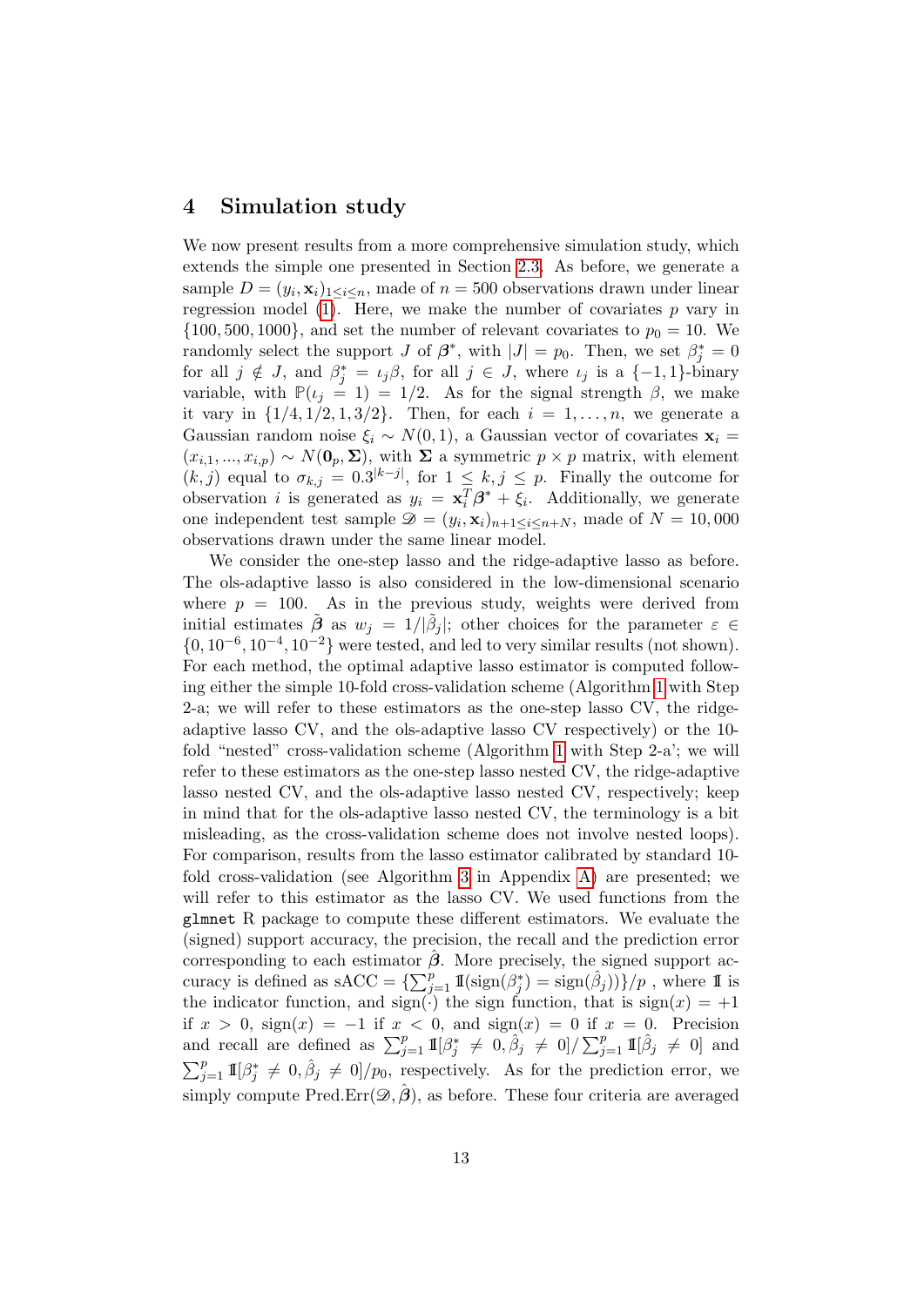## 4 Simulation study

We now present results from a more comprehensive simulation study, which extends the simple one presented in Section 2.3. As before, we generate a sample $D = (y_i, \mathbf{x}_i)_{1 \leq i \leq n}$, made of $n = 500$ observations drawn under linear regression model (1). Here, we make the number of covariates $p$ vary in $\{100, 500, 1000\}$, and set the number of relevant covariates to $p_0 = 10$. We randomly select the support $J$ of $\boldsymbol{\beta}^*$, with $|J| = p_0$. Then, we set $\beta^*_j = 0$ for all $j \notin J$, and $\beta^*_j = \iota_j \beta$, for all $j \in J$, where $\iota_j$ is a $\{-1, 1\}$-binary variable, with $\mathbb{P}(\iota_j = 1) = 1/2$. As for the signal strength $\beta$, we make it vary in $\{1/4, 1/2, 1, 3/2\}$. Then, for each $i = 1, \ldots, n$, we generate a Gaussian random noise $\xi_i \sim N(0, 1)$, a Gaussian vector of covariates $\mathbf{x}_i = (x_{i,1}, ..., x_{i,p}) \sim N(\mathbf{0}_p, \boldsymbol{\Sigma})$, with $\boldsymbol{\Sigma}$ a symmetric $p \times p$ matrix, with element $(k, j)$ equal to $\sigma_{k,j} = 0.3^{|k-j|}$, for $1 \leq k, j \leq p$. Finally the outcome for observation $i$ is generated as $y_i = \mathbf{x}_i^T \boldsymbol{\beta}^* + \xi_i$. Additionally, we generate one independent test sample $\mathscr{D} = (y_i, \mathbf{x}_i)_{n+1 \leq i \leq n+N}$, made of $N = 10,000$ observations drawn under the same linear model.

We consider the one-step lasso and the ridge-adaptive lasso as before. The ols-adaptive lasso is also considered in the low-dimensional scenario where $p = 100$. As in the previous study, weights were derived from initial estimates $\tilde{\boldsymbol{\beta}}$ as $w_j = 1/|\tilde{\beta}_j|$; other choices for the parameter $\varepsilon \in \{0, 10^{-6}, 10^{-4}, 10^{-2}\}$ were tested, and led to very similar results (not shown). For each method, the optimal adaptive lasso estimator is computed following either the simple 10-fold cross-validation scheme (Algorithm 1 with Step 2-a; we will refer to these estimators as the one-step lasso CV, the ridge-adaptive lasso CV, and the ols-adaptive lasso CV respectively) or the 10-fold "nested" cross-validation scheme (Algorithm 1 with Step 2-a'; we will refer to these estimators as the one-step lasso nested CV, the ridge-adaptive lasso nested CV, and the ols-adaptive lasso nested CV, respectively; keep in mind that for the ols-adaptive lasso nested CV, the terminology is a bit misleading, as the cross-validation scheme does not involve nested loops). For comparison, results from the lasso estimator calibrated by standard 10-fold cross-validation (see Algorithm 3 in Appendix A) are presented; we will refer to this estimator as the lasso CV. We used functions from the `glmnet` R package to compute these different estimators. We evaluate the (signed) support accuracy, the precision, the recall and the prediction error corresponding to each estimator $\hat{\boldsymbol{\beta}}$. More precisely, the signed support accuracy is defined as sACC $= \{\sum_{j=1}^p \mathbb{1}(\text{sign}(\beta^*_j) = \text{sign}(\hat{\beta}_j))\}/p$ , where $\mathbb{1}$ is the indicator function, and sign$(\cdot)$ the sign function, that is sign$(x) = +1$ if $x > 0$, sign$(x) = -1$ if $x < 0$, and sign$(x) = 0$ if $x = 0$. Precision and recall are defined as $\sum_{j=1}^p \mathbb{1}[\beta^*_j \neq 0, \hat{\beta}_j \neq 0] / \sum_{j=1}^p \mathbb{1}[\hat{\beta}_j \neq 0]$ and $\sum_{j=1}^p \mathbb{1}[\beta^*_j \neq 0, \hat{\beta}_j \neq 0]/p_0$, respectively. As for the prediction error, we simply compute Pred.Err$(\mathscr{D}, \hat{\boldsymbol{\beta}})$, as before. These four criteria are averaged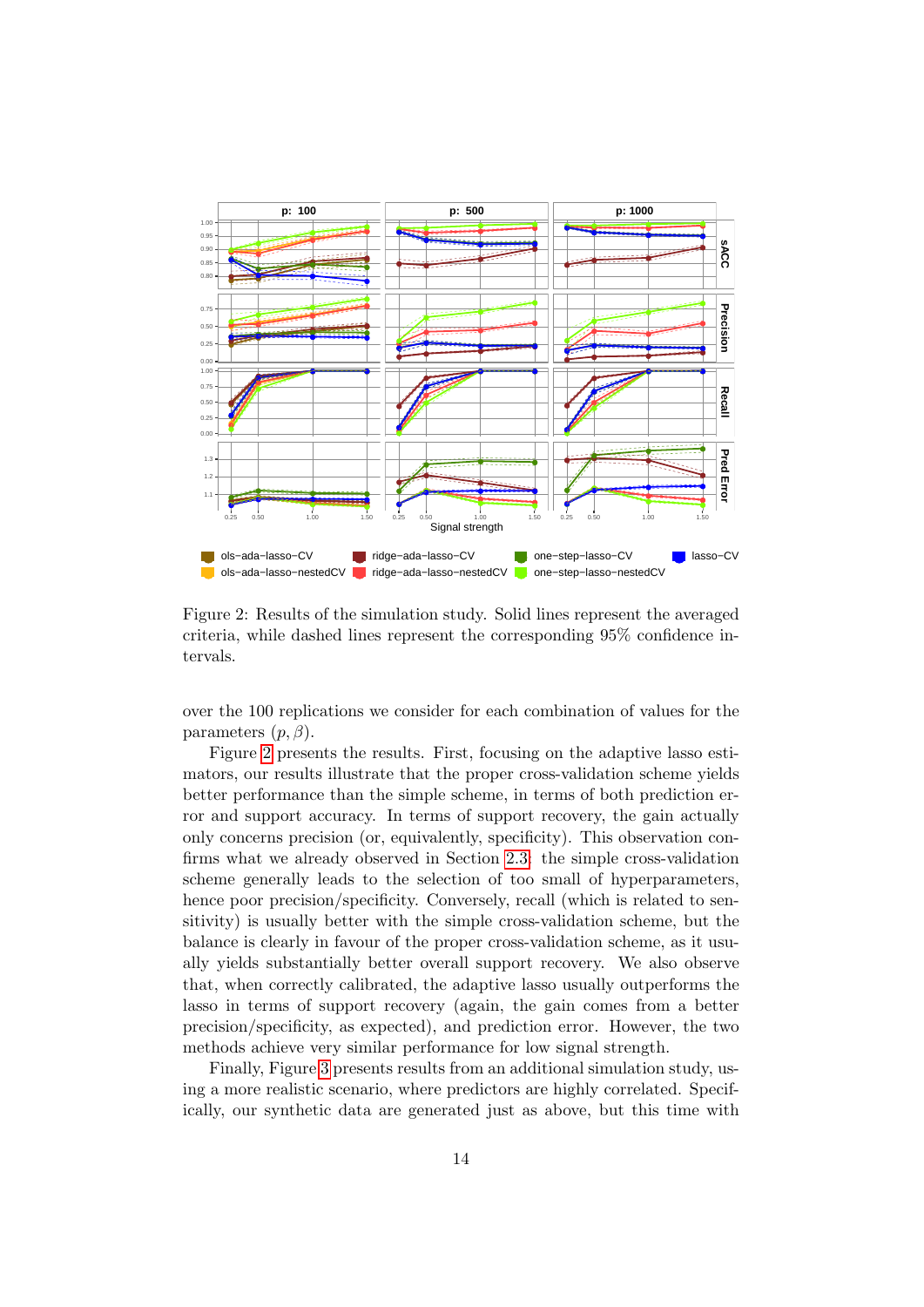Figure 2: Results of the simulation study. Solid lines represent the averaged criteria, while dashed lines represent the corresponding 95% confidence intervals.

over the 100 replications we consider for each combination of values for the parameters $(p, \beta)$.

Figure 2 presents the results. First, focusing on the adaptive lasso estimators, our results illustrate that the proper cross-validation scheme yields better performance than the simple scheme, in terms of both prediction error and support accuracy. In terms of support recovery, the gain actually only concerns precision (or, equivalently, specificity). This observation confirms what we already observed in Section 2.3: the simple cross-validation scheme generally leads to the selection of too small of hyperparameters, hence poor precision/specificity. Conversely, recall (which is related to sensitivity) is usually better with the simple cross-validation scheme, but the balance is clearly in favour of the proper cross-validation scheme, as it usually yields substantially better overall support recovery. We also observe that, when correctly calibrated, the adaptive lasso usually outperforms the lasso in terms of support recovery (again, the gain comes from a better precision/specificity, as expected), and prediction error. However, the two methods achieve very similar performance for low signal strength.

Finally, Figure 3 presents results from an additional simulation study, using a more realistic scenario, where predictors are highly correlated. Specifically, our synthetic data are generated just as above, but this time with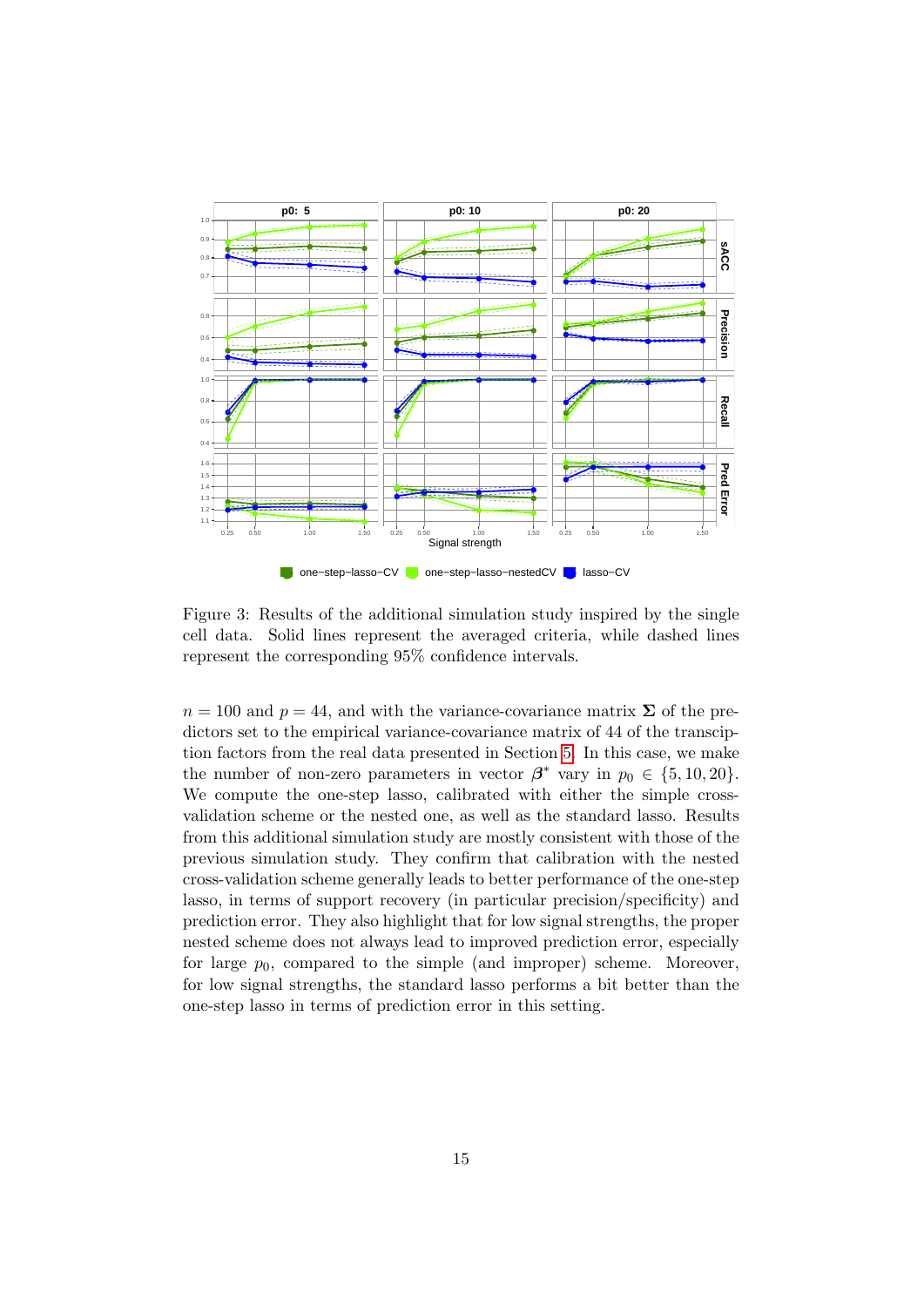Figure 3: Results of the additional simulation study inspired by the single cell data. Solid lines represent the averaged criteria, while dashed lines represent the corresponding 95% confidence intervals.

$n = 100$ and $p = 44$, and with the variance-covariance matrix $\mathbf{\Sigma}$ of the predictors set to the empirical variance-covariance matrix of 44 of the transcription factors from the real data presented in Section 5. In this case, we make the number of non-zero parameters in vector $\boldsymbol{\beta}^*$ vary in $p_0 \in \{5, 10, 20\}$. We compute the one-step lasso, calibrated with either the simple cross-validation scheme or the nested one, as well as the standard lasso. Results from this additional simulation study are mostly consistent with those of the previous simulation study. They confirm that calibration with the nested cross-validation scheme generally leads to better performance of the one-step lasso, in terms of support recovery (in particular precision/specificity) and prediction error. They also highlight that for low signal strengths, the proper nested scheme does not always lead to improved prediction error, especially for large $p_0$, compared to the simple (and improper) scheme. Moreover, for low signal strengths, the standard lasso performs a bit better than the one-step lasso in terms of prediction error in this setting.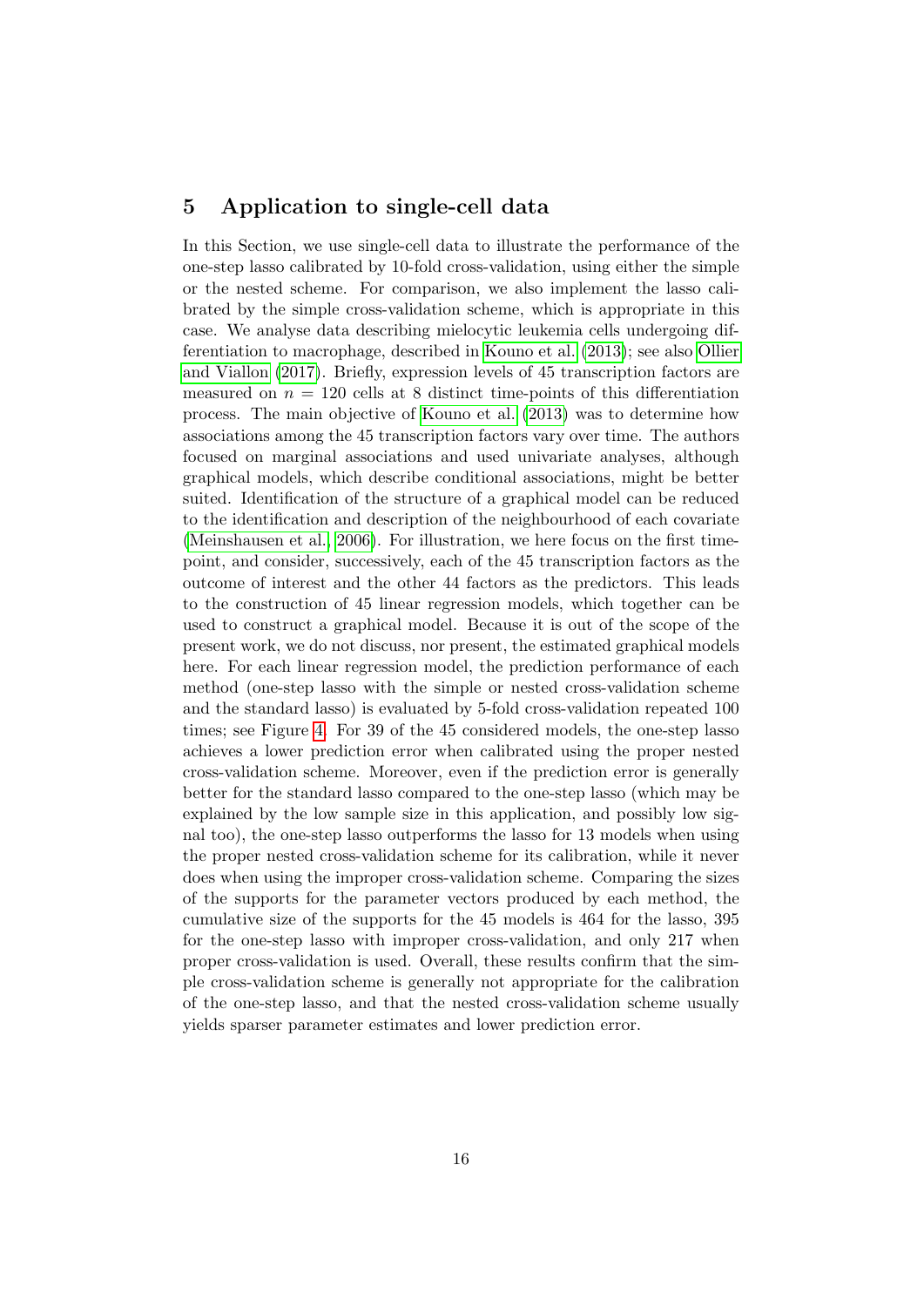## 5 Application to single-cell data

In this Section, we use single-cell data to illustrate the performance of the one-step lasso calibrated by 10-fold cross-validation, using either the simple or the nested scheme. For comparison, we also implement the lasso calibrated by the simple cross-validation scheme, which is appropriate in this case. We analyse data describing mielocytic leukemia cells undergoing differentiation to macrophage, described in Kouno et al. (2013); see also Ollier and Viallon (2017). Briefly, expression levels of 45 transcription factors are measured on $n = 120$ cells at 8 distinct time-points of this differentiation process. The main objective of Kouno et al. (2013) was to determine how associations among the 45 transcription factors vary over time. The authors focused on marginal associations and used univariate analyses, although graphical models, which describe conditional associations, might be better suited. Identification of the structure of a graphical model can be reduced to the identification and description of the neighbourhood of each covariate (Meinshausen et al., 2006). For illustration, we here focus on the first time-point, and consider, successively, each of the 45 transcription factors as the outcome of interest and the other 44 factors as the predictors. This leads to the construction of 45 linear regression models, which together can be used to construct a graphical model. Because it is out of the scope of the present work, we do not discuss, nor present, the estimated graphical models here. For each linear regression model, the prediction performance of each method (one-step lasso with the simple or nested cross-validation scheme and the standard lasso) is evaluated by 5-fold cross-validation repeated 100 times; see Figure 4. For 39 of the 45 considered models, the one-step lasso achieves a lower prediction error when calibrated using the proper nested cross-validation scheme. Moreover, even if the prediction error is generally better for the standard lasso compared to the one-step lasso (which may be explained by the low sample size in this application, and possibly low signal too), the one-step lasso outperforms the lasso for 13 models when using the proper nested cross-validation scheme for its calibration, while it never does when using the improper cross-validation scheme. Comparing the sizes of the supports for the parameter vectors produced by each method, the cumulative size of the supports for the 45 models is 464 for the lasso, 395 for the one-step lasso with improper cross-validation, and only 217 when proper cross-validation is used. Overall, these results confirm that the simple cross-validation scheme is generally not appropriate for the calibration of the one-step lasso, and that the nested cross-validation scheme usually yields sparser parameter estimates and lower prediction error.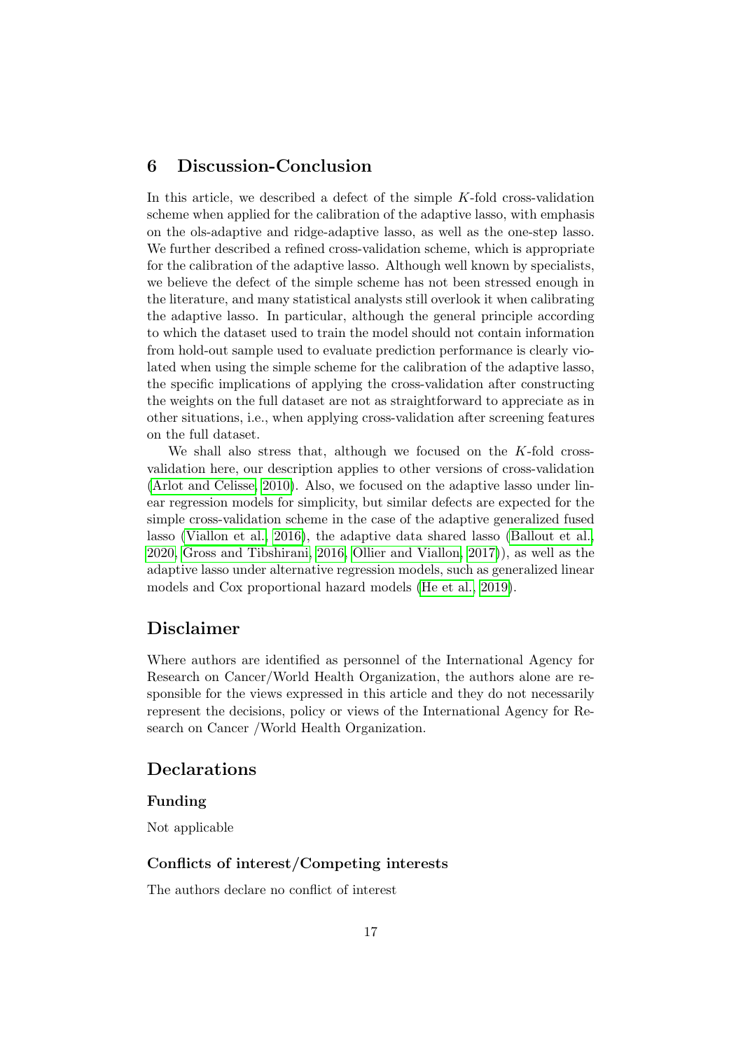## 6 Discussion-Conclusion

In this article, we described a defect of the simple $K$-fold cross-validation scheme when applied for the calibration of the adaptive lasso, with emphasis on the ols-adaptive and ridge-adaptive lasso, as well as the one-step lasso. We further described a refined cross-validation scheme, which is appropriate for the calibration of the adaptive lasso. Although well known by specialists, we believe the defect of the simple scheme has not been stressed enough in the literature, and many statistical analysts still overlook it when calibrating the adaptive lasso. In particular, although the general principle according to which the dataset used to train the model should not contain information from hold-out sample used to evaluate prediction performance is clearly violated when using the simple scheme for the calibration of the adaptive lasso, the specific implications of applying the cross-validation after constructing the weights on the full dataset are not as straightforward to appreciate as in other situations, i.e., when applying cross-validation after screening features on the full dataset.

We shall also stress that, although we focused on the $K$-fold cross-validation here, our description applies to other versions of cross-validation (Arlot and Celisse, 2010). Also, we focused on the adaptive lasso under linear regression models for simplicity, but similar defects are expected for the simple cross-validation scheme in the case of the adaptive generalized fused lasso (Viallon et al., 2016), the adaptive data shared lasso (Ballout et al., 2020, Gross and Tibshirani, 2016, Ollier and Viallon, 2017)), as well as the adaptive lasso under alternative regression models, such as generalized linear models and Cox proportional hazard models (He et al., 2019).

## Disclaimer

Where authors are identified as personnel of the International Agency for Research on Cancer/World Health Organization, the authors alone are responsible for the views expressed in this article and they do not necessarily represent the decisions, policy or views of the International Agency for Research on Cancer /World Health Organization.

## Declarations

### Funding

Not applicable

### Conflicts of interest/Competing interests

The authors declare no conflict of interest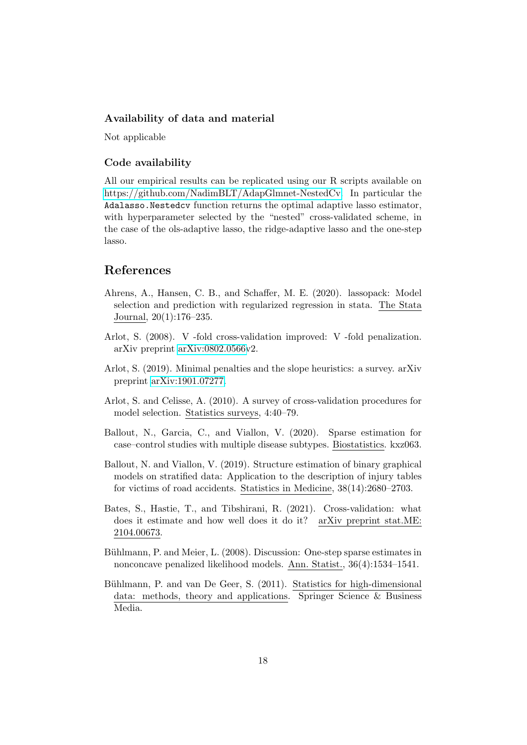### Availability of data and material

Not applicable

### Code availability

All our empirical results can be replicated using our R scripts available on https://github.com/NadimBLT/AdapGlmnet-NestedCv. In particular the `Adalasso.Nestedcv` function returns the optimal adaptive lasso estimator, with hyperparameter selected by the "nested" cross-validated scheme, in the case of the ols-adaptive lasso, the ridge-adaptive lasso and the one-step lasso.

## References

Ahrens, A., Hansen, C. B., and Schaffer, M. E. (2020). lassopack: Model selection and prediction with regularized regression in stata. The Stata Journal, 20(1):176–235.

Arlot, S. (2008). V -fold cross-validation improved: V -fold penalization. arXiv preprint arXiv:0802.0566v2.

Arlot, S. (2019). Minimal penalties and the slope heuristics: a survey. arXiv preprint arXiv:1901.07277.

Arlot, S. and Celisse, A. (2010). A survey of cross-validation procedures for model selection. Statistics surveys, 4:40–79.

Ballout, N., Garcia, C., and Viallon, V. (2020). Sparse estimation for case–control studies with multiple disease subtypes. Biostatistics. kxz063.

Ballout, N. and Viallon, V. (2019). Structure estimation of binary graphical models on stratified data: Application to the description of injury tables for victims of road accidents. Statistics in Medicine, 38(14):2680–2703.

Bates, S., Hastie, T., and Tibshirani, R. (2021). Cross-validation: what does it estimate and how well does it do it? arXiv preprint stat.ME: 2104.00673.

Bühlmann, P. and Meier, L. (2008). Discussion: One-step sparse estimates in nonconcave penalized likelihood models. Ann. Statist., 36(4):1534–1541.

Bühlmann, P. and van De Geer, S. (2011). Statistics for high-dimensional data: methods, theory and applications. Springer Science & Business Media.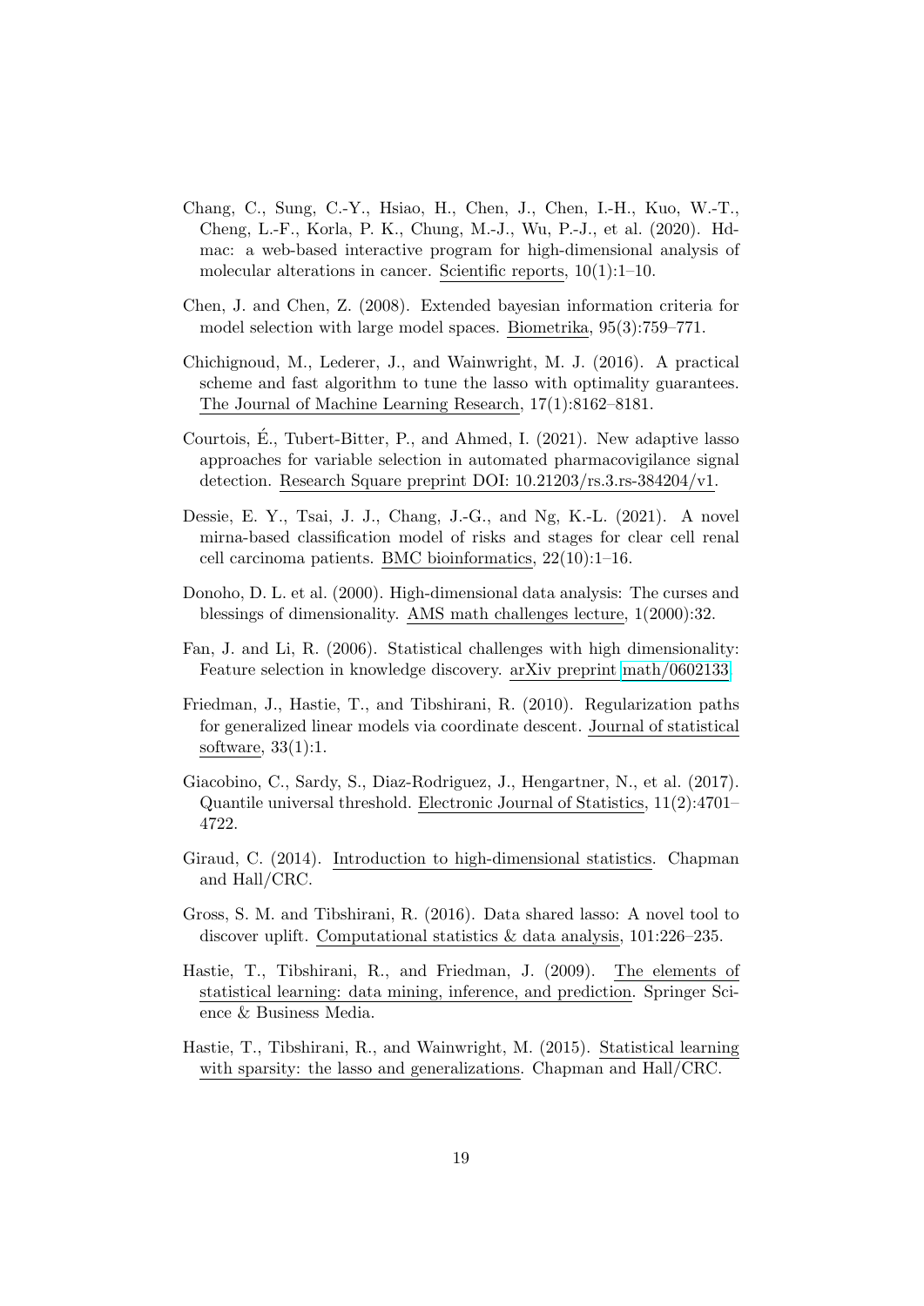Chang, C., Sung, C.-Y., Hsiao, H., Chen, J., Chen, I.-H., Kuo, W.-T., Cheng, L.-F., Korla, P. K., Chung, M.-J., Wu, P.-J., et al. (2020). Hdmac: a web-based interactive program for high-dimensional analysis of molecular alterations in cancer. Scientific reports, 10(1):1–10.

Chen, J. and Chen, Z. (2008). Extended bayesian information criteria for model selection with large model spaces. Biometrika, 95(3):759–771.

Chichignoud, M., Lederer, J., and Wainwright, M. J. (2016). A practical scheme and fast algorithm to tune the lasso with optimality guarantees. The Journal of Machine Learning Research, 17(1):8162–8181.

Courtois, É., Tubert-Bitter, P., and Ahmed, I. (2021). New adaptive lasso approaches for variable selection in automated pharmacovigilance signal detection. Research Square preprint DOI: 10.21203/rs.3.rs-384204/v1.

Dessie, E. Y., Tsai, J. J., Chang, J.-G., and Ng, K.-L. (2021). A novel mirna-based classification model of risks and stages for clear cell renal cell carcinoma patients. BMC bioinformatics, 22(10):1–16.

Donoho, D. L. et al. (2000). High-dimensional data analysis: The curses and blessings of dimensionality. AMS math challenges lecture, 1(2000):32.

Fan, J. and Li, R. (2006). Statistical challenges with high dimensionality: Feature selection in knowledge discovery. arXiv preprint math/0602133.

Friedman, J., Hastie, T., and Tibshirani, R. (2010). Regularization paths for generalized linear models via coordinate descent. Journal of statistical software, 33(1):1.

Giacobino, C., Sardy, S., Diaz-Rodriguez, J., Hengartner, N., et al. (2017). Quantile universal threshold. Electronic Journal of Statistics, 11(2):4701–4722.

Giraud, C. (2014). Introduction to high-dimensional statistics. Chapman and Hall/CRC.

Gross, S. M. and Tibshirani, R. (2016). Data shared lasso: A novel tool to discover uplift. Computational statistics & data analysis, 101:226–235.

Hastie, T., Tibshirani, R., and Friedman, J. (2009). The elements of statistical learning: data mining, inference, and prediction. Springer Science & Business Media.

Hastie, T., Tibshirani, R., and Wainwright, M. (2015). Statistical learning with sparsity: the lasso and generalizations. Chapman and Hall/CRC.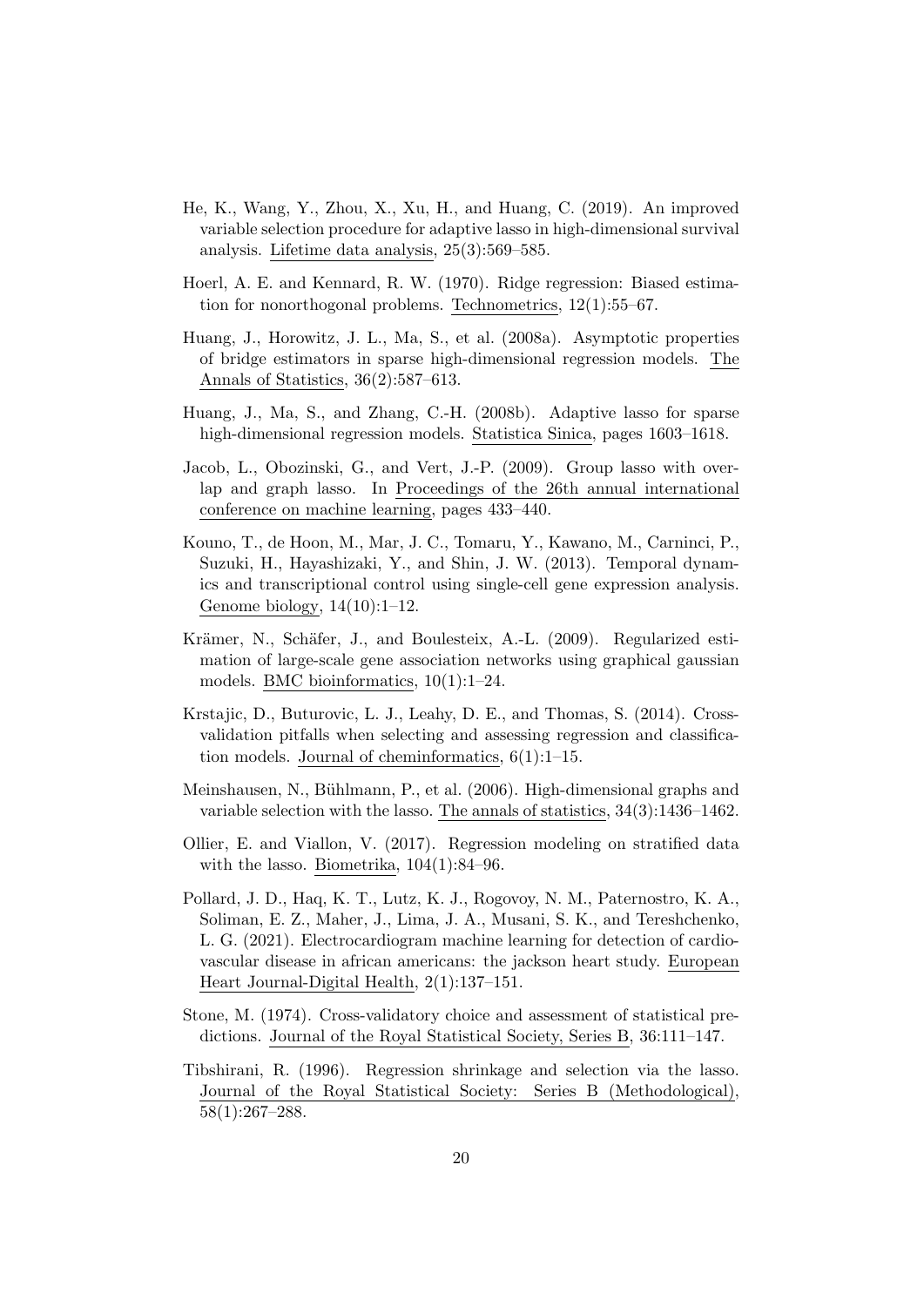He, K., Wang, Y., Zhou, X., Xu, H., and Huang, C. (2019). An improved variable selection procedure for adaptive lasso in high-dimensional survival analysis. Lifetime data analysis, 25(3):569–585.

Hoerl, A. E. and Kennard, R. W. (1970). Ridge regression: Biased estimation for nonorthogonal problems. Technometrics, 12(1):55–67.

Huang, J., Horowitz, J. L., Ma, S., et al. (2008a). Asymptotic properties of bridge estimators in sparse high-dimensional regression models. The Annals of Statistics, 36(2):587–613.

Huang, J., Ma, S., and Zhang, C.-H. (2008b). Adaptive lasso for sparse high-dimensional regression models. Statistica Sinica, pages 1603–1618.

Jacob, L., Obozinski, G., and Vert, J.-P. (2009). Group lasso with overlap and graph lasso. In Proceedings of the 26th annual international conference on machine learning, pages 433–440.

Kouno, T., de Hoon, M., Mar, J. C., Tomaru, Y., Kawano, M., Carninci, P., Suzuki, H., Hayashizaki, Y., and Shin, J. W. (2013). Temporal dynamics and transcriptional control using single-cell gene expression analysis. Genome biology, 14(10):1–12.

Krämer, N., Schäfer, J., and Boulesteix, A.-L. (2009). Regularized estimation of large-scale gene association networks using graphical gaussian models. BMC bioinformatics, 10(1):1–24.

Krstajic, D., Buturovic, L. J., Leahy, D. E., and Thomas, S. (2014). Cross-validation pitfalls when selecting and assessing regression and classification models. Journal of cheminformatics, 6(1):1–15.

Meinshausen, N., Bühlmann, P., et al. (2006). High-dimensional graphs and variable selection with the lasso. The annals of statistics, 34(3):1436–1462.

Ollier, E. and Viallon, V. (2017). Regression modeling on stratified data with the lasso. Biometrika, 104(1):84–96.

Pollard, J. D., Haq, K. T., Lutz, K. J., Rogovoy, N. M., Paternostro, K. A., Soliman, E. Z., Maher, J., Lima, J. A., Musani, S. K., and Tereshchenko, L. G. (2021). Electrocardiogram machine learning for detection of cardiovascular disease in african americans: the jackson heart study. European Heart Journal-Digital Health, 2(1):137–151.

Stone, M. (1974). Cross-validatory choice and assessment of statistical predictions. Journal of the Royal Statistical Society, Series B, 36:111–147.

Tibshirani, R. (1996). Regression shrinkage and selection via the lasso. Journal of the Royal Statistical Society: Series B (Methodological), 58(1):267–288.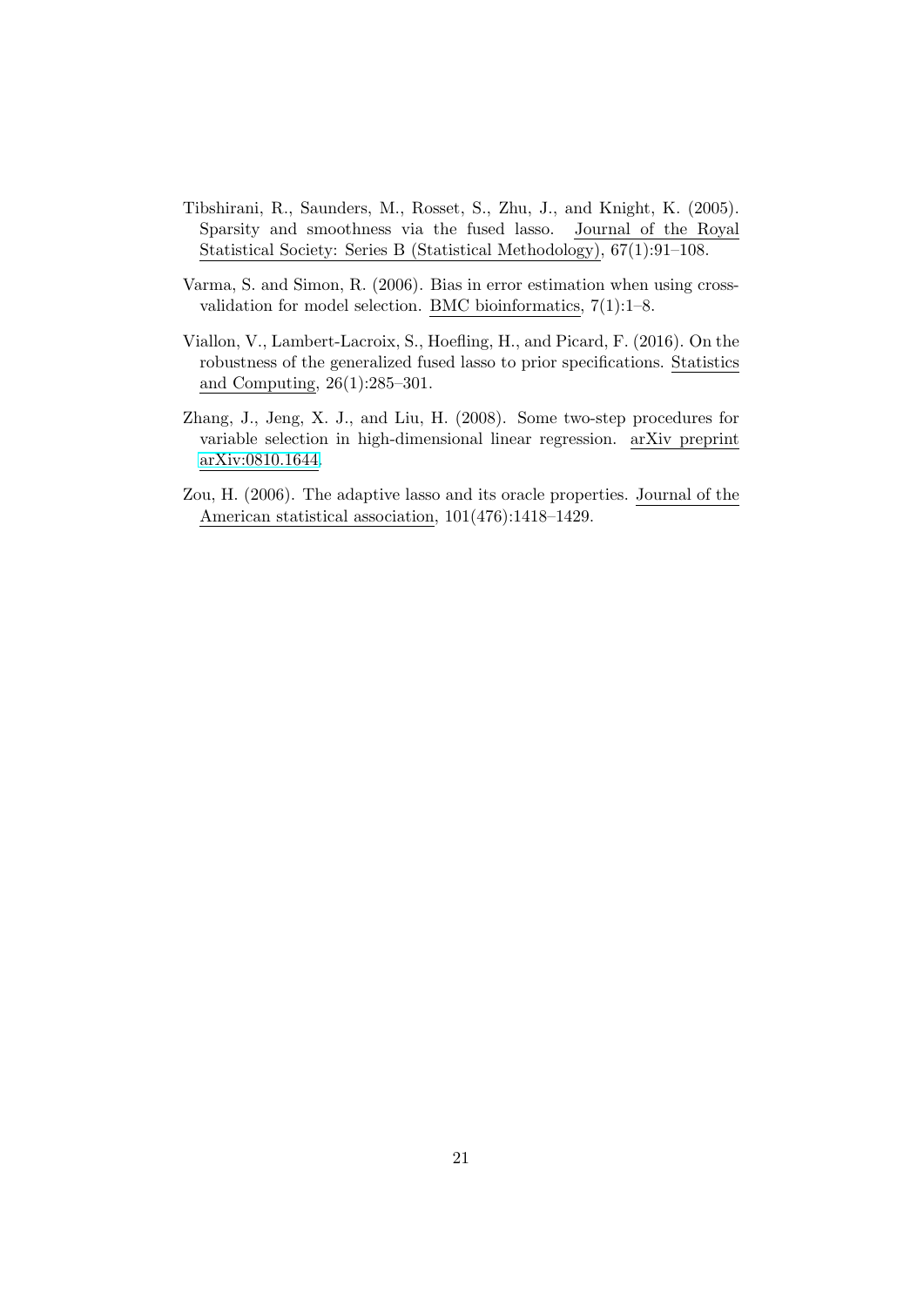Tibshirani, R., Saunders, M., Rosset, S., Zhu, J., and Knight, K. (2005). Sparsity and smoothness via the fused lasso. Journal of the Royal Statistical Society: Series B (Statistical Methodology), 67(1):91–108.

Varma, S. and Simon, R. (2006). Bias in error estimation when using cross-validation for model selection. BMC bioinformatics, 7(1):1–8.

Viallon, V., Lambert-Lacroix, S., Hoefling, H., and Picard, F. (2016). On the robustness of the generalized fused lasso to prior specifications. Statistics and Computing, 26(1):285–301.

Zhang, J., Jeng, X. J., and Liu, H. (2008). Some two-step procedures for variable selection in high-dimensional linear regression. arXiv preprint arXiv:0810.1644.

Zou, H. (2006). The adaptive lasso and its oracle properties. Journal of the American statistical association, 101(476):1418–1429.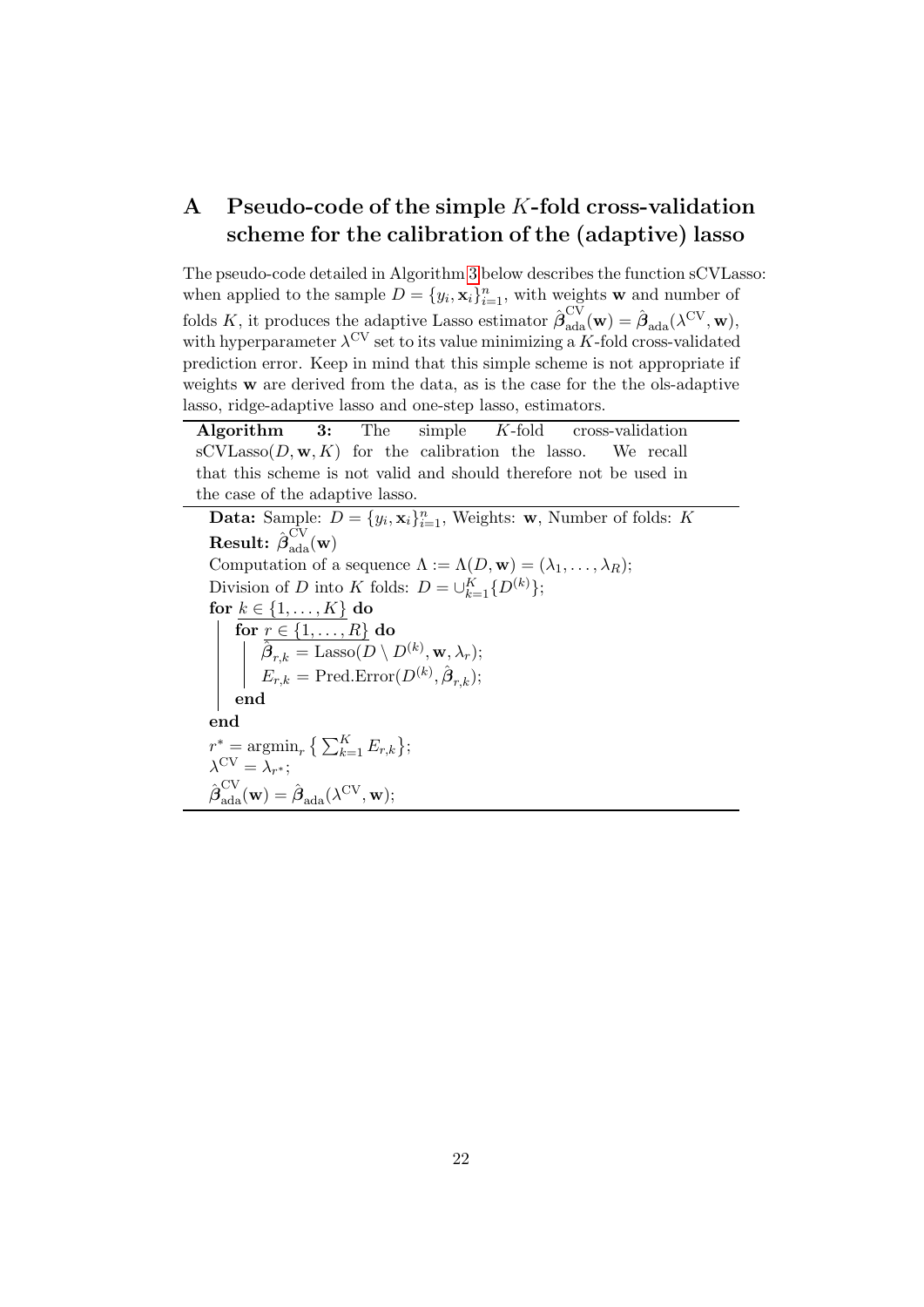# A Pseudo-code of the simple $K$-fold cross-validation scheme for the calibration of the (adaptive) lasso

The pseudo-code detailed in Algorithm 3 below describes the function sCVLasso: when applied to the sample $D = \{y_i, \mathbf{x}_i\}_{i=1}^n$, with weights $\mathbf{w}$ and number of folds $K$, it produces the adaptive Lasso estimator $\hat{\boldsymbol{\beta}}_{\text{ada}}^{\text{CV}}(\mathbf{w}) = \hat{\boldsymbol{\beta}}_{\text{ada}}(\lambda^{\text{CV}}, \mathbf{w})$, with hyperparameter $\lambda^{\text{CV}}$ set to its value minimizing a $K$-fold cross-validated prediction error. Keep in mind that this simple scheme is not appropriate if weights $\mathbf{w}$ are derived from the data, as is the case for the the ols-adaptive lasso, ridge-adaptive lasso and one-step lasso, estimators.

---

**Algorithm 3:** The simple $K$-fold cross-validation sCVLasso$(D, \mathbf{w}, K)$ for the calibration the lasso. We recall that this scheme is not valid and should therefore not be used in the case of the adaptive lasso.

---

**Data:** Sample: $D = \{y_i, \mathbf{x}_i\}_{i=1}^n$, Weights: $\mathbf{w}$, Number of folds: $K$

**Result:** $\hat{\boldsymbol{\beta}}_{\text{ada}}^{\text{CV}}(\mathbf{w})$

```
Computation of a sequence Λ := Λ(D, w) = (λ_1, ..., λ_R);
Division of D into K folds: D = ∪_{k=1}^K {D^(k)};
for k ∈ {1, ..., K} do
    for r ∈ {1, ..., R} do
        β̂_{r,k} = Lasso(D \ D^(k), w, λ_r);
        E_{r,k} = Pred.Error(D^(k), β̂_{r,k});
    end
end
r* = argmin_r { Σ_{k=1}^K E_{r,k} };
λ^CV = λ_{r*};
β̂_ada^CV(w) = β̂_ada(λ^CV, w);
```

Computation of a sequence $\Lambda := \Lambda(D, \mathbf{w}) = (\lambda_1, \ldots, \lambda_R)$;

Division of $D$ into $K$ folds: $D = \cup_{k=1}^K \{D^{(k)}\}$;

**for** $k \in \{1, \ldots, K\}$ **do**

  **for** $r \in \{1, \ldots, R\}$ **do**

    $\hat{\boldsymbol{\beta}}_{r,k} = \text{Lasso}(D \setminus D^{(k)}, \mathbf{w}, \lambda_r)$;

    $E_{r,k} = \text{Pred.Error}(D^{(k)}, \hat{\boldsymbol{\beta}}_{r,k})$;

  **end**

**end**

$r^* = \text{argmin}_r \left\{ \sum_{k=1}^K E_{r,k} \right\}$;

$\lambda^{\text{CV}} = \lambda_{r^*}$;

$\hat{\boldsymbol{\beta}}_{\text{ada}}^{\text{CV}}(\mathbf{w}) = \hat{\boldsymbol{\beta}}_{\text{ada}}(\lambda^{\text{CV}}, \mathbf{w})$;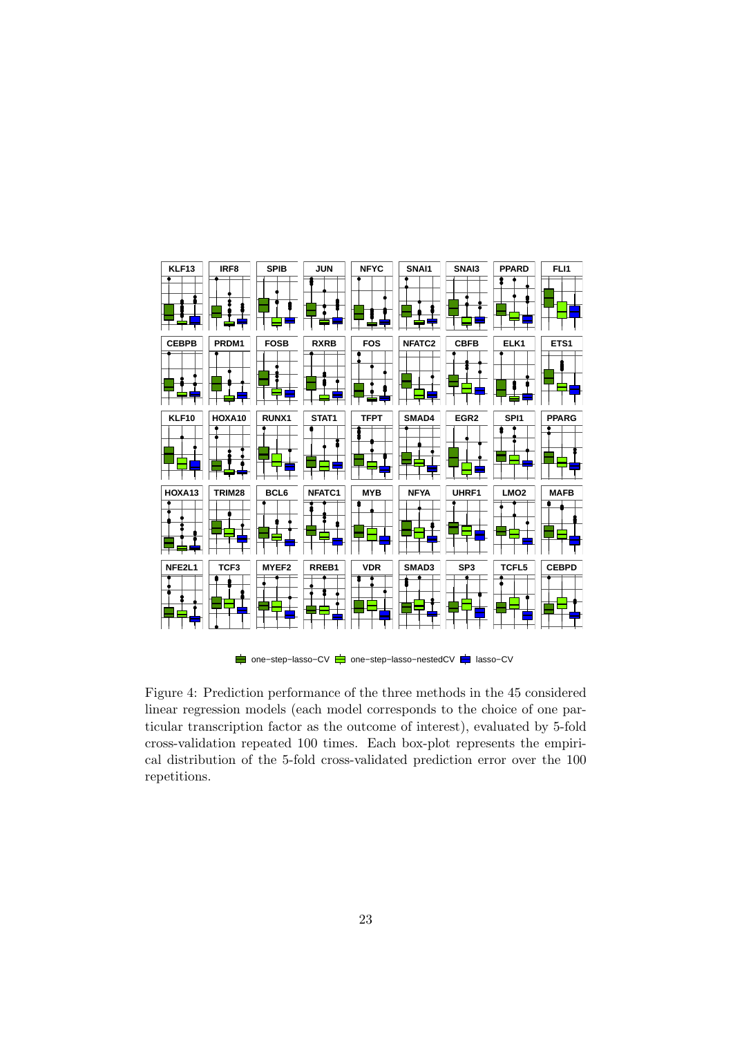KLF13 IRF8 SPIB JUN NFYC SNAI1 SNAI3 PPARD FLI1

CEBPB PRDM1 FOSB RXRB FOS NFATC2 CBFB ELK1 ETS1

KLF10 HOXA10 RUNX1 STAT1 TFPT SMAD4 EGR2 SPI1 PPARG

HOXA13 TRIM28 BCL6 NFATC1 MYB NFYA UHRF1 LMO2 MAFB

NFE2L1 TCF3 MYEF2 RREB1 VDR SMAD3 SP3 TCFL5 CEBPD

one−step−lasso−CV one−step−lasso−nestedCV lasso−CV

Figure 4: Prediction performance of the three methods in the 45 considered linear regression models (each model corresponds to the choice of one particular transcription factor as the outcome of interest), evaluated by 5-fold cross-validation repeated 100 times. Each box-plot represents the empirical distribution of the 5-fold cross-validated prediction error over the 100 repetitions.